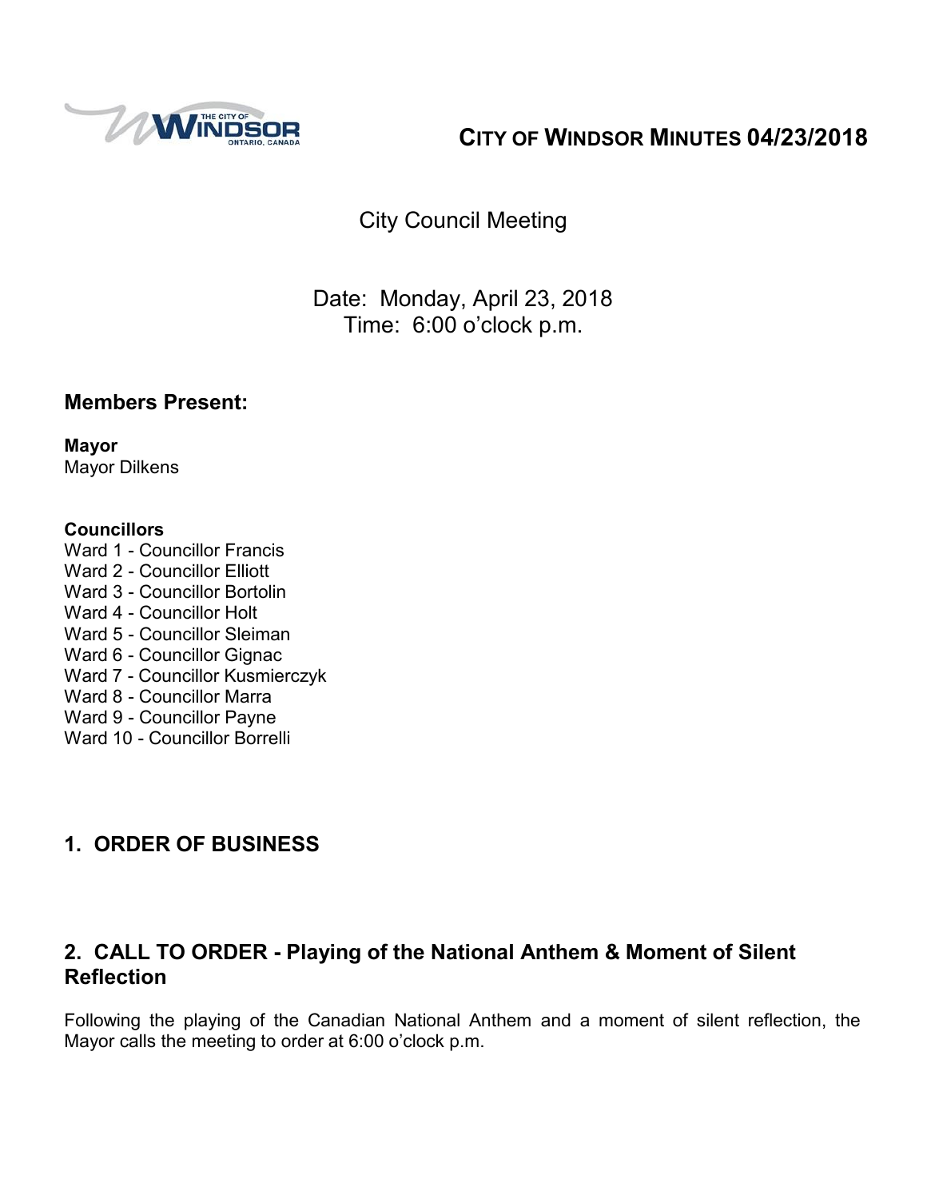# CITY OF WINDSOR MINUTES 04/23/2018

City Council Meeting

Date: Monday, April 23, 2018
Time: 6:00 o'clock p.m.

## Members Present:

**Mayor**
Mayor Dilkens

**Councillors**
Ward 1 - Councillor Francis
Ward 2 - Councillor Elliott
Ward 3 - Councillor Bortolin
Ward 4 - Councillor Holt
Ward 5 - Councillor Sleiman
Ward 6 - Councillor Gignac
Ward 7 - Councillor Kusmierczyk
Ward 8 - Councillor Marra
Ward 9 - Councillor Payne
Ward 10 - Councillor Borrelli

## 1. ORDER OF BUSINESS

## 2. CALL TO ORDER - Playing of the National Anthem & Moment of Silent Reflection

Following the playing of the Canadian National Anthem and a moment of silent reflection, the Mayor calls the meeting to order at 6:00 o'clock p.m.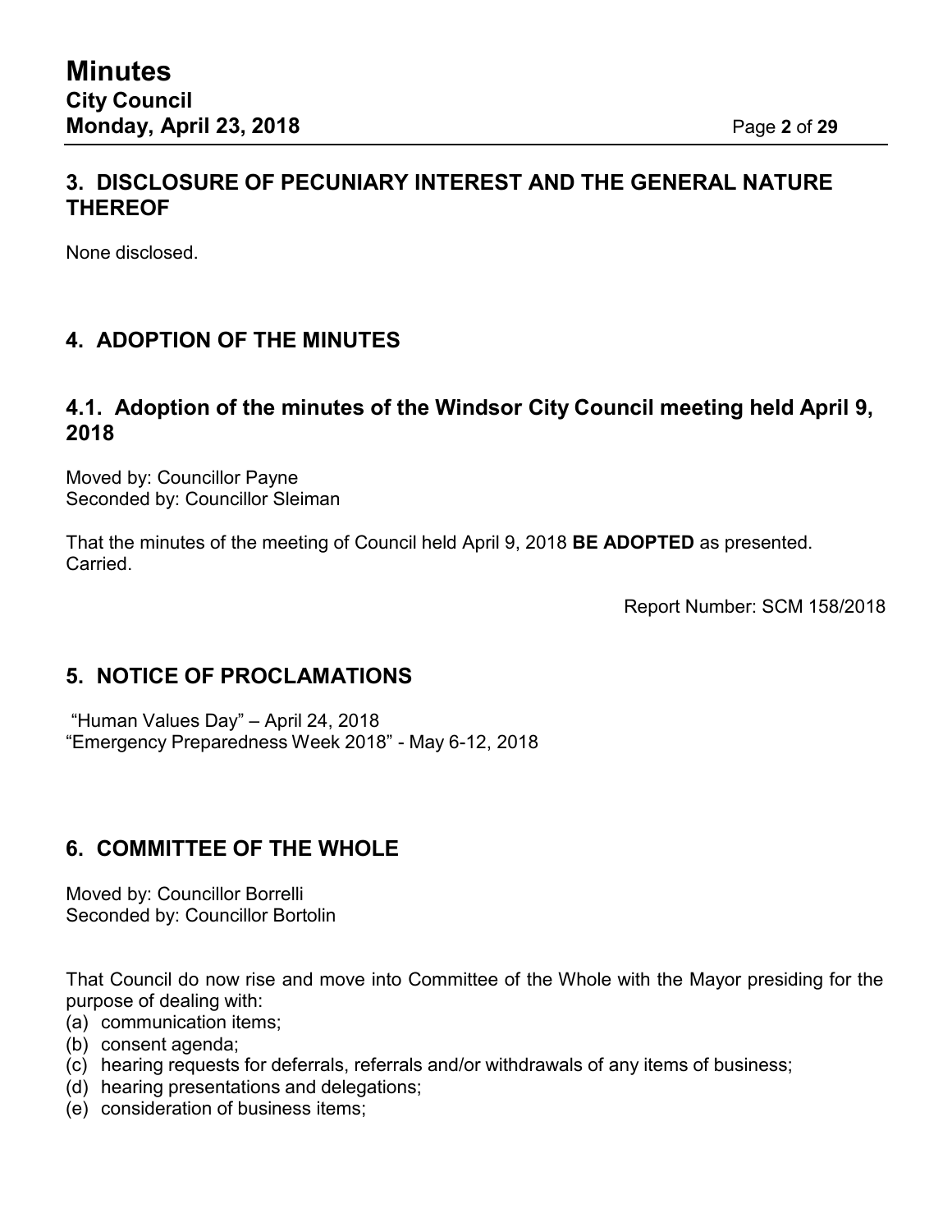## 3. DISCLOSURE OF PECUNIARY INTEREST AND THE GENERAL NATURE THEREOF

None disclosed.

## 4. ADOPTION OF THE MINUTES

### 4.1. Adoption of the minutes of the Windsor City Council meeting held April 9, 2018

Moved by: Councillor Payne
Seconded by: Councillor Sleiman

That the minutes of the meeting of Council held April 9, 2018 **BE ADOPTED** as presented.
Carried.

Report Number: SCM 158/2018

## 5. NOTICE OF PROCLAMATIONS

"Human Values Day" – April 24, 2018
"Emergency Preparedness Week 2018" - May 6-12, 2018

## 6. COMMITTEE OF THE WHOLE

Moved by: Councillor Borrelli
Seconded by: Councillor Bortolin

That Council do now rise and move into Committee of the Whole with the Mayor presiding for the purpose of dealing with:

(a) communication items;
(b) consent agenda;
(c) hearing requests for deferrals, referrals and/or withdrawals of any items of business;
(d) hearing presentations and delegations;
(e) consideration of business items;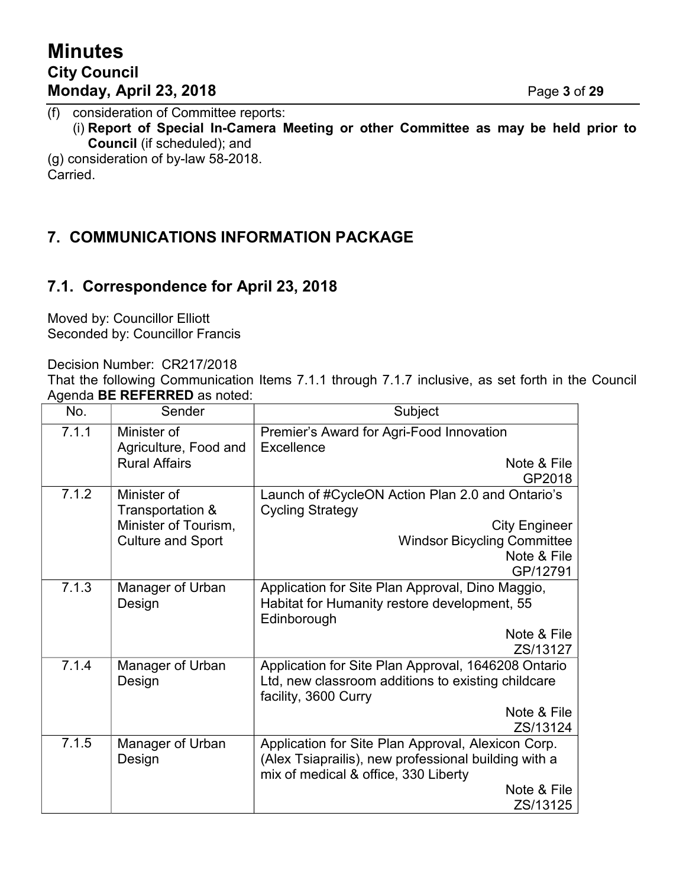(f) consideration of Committee reports:
   (i) **Report of Special In-Camera Meeting or other Committee as may be held prior to Council** (if scheduled); and

(g) consideration of by-law 58-2018.

Carried.

## 7. COMMUNICATIONS INFORMATION PACKAGE

### 7.1. Correspondence for April 23, 2018

Moved by: Councillor Elliott
Seconded by: Councillor Francis

Decision Number: CR217/2018

That the following Communication Items 7.1.1 through 7.1.7 inclusive, as set forth in the Council Agenda **BE REFERRED** as noted:

| No. | Sender | Subject |
|---|---|---|
| 7.1.1 | Minister of Agriculture, Food and Rural Affairs | Premier's Award for Agri-Food Innovation Excellence<br>Note & File<br>GP2018 |
| 7.1.2 | Minister of Transportation & Minister of Tourism, Culture and Sport | Launch of #CycleON Action Plan 2.0 and Ontario's Cycling Strategy<br>City Engineer<br>Windsor Bicycling Committee<br>Note & File<br>GP/12791 |
| 7.1.3 | Manager of Urban Design | Application for Site Plan Approval, Dino Maggio, Habitat for Humanity restore development, 55 Edinborough<br>Note & File<br>ZS/13127 |
| 7.1.4 | Manager of Urban Design | Application for Site Plan Approval, 1646208 Ontario Ltd, new classroom additions to existing childcare facility, 3600 Curry<br>Note & File<br>ZS/13124 |
| 7.1.5 | Manager of Urban Design | Application for Site Plan Approval, Alexicon Corp. (Alex Tsiaprailis), new professional building with a mix of medical & office, 330 Liberty<br>Note & File<br>ZS/13125 |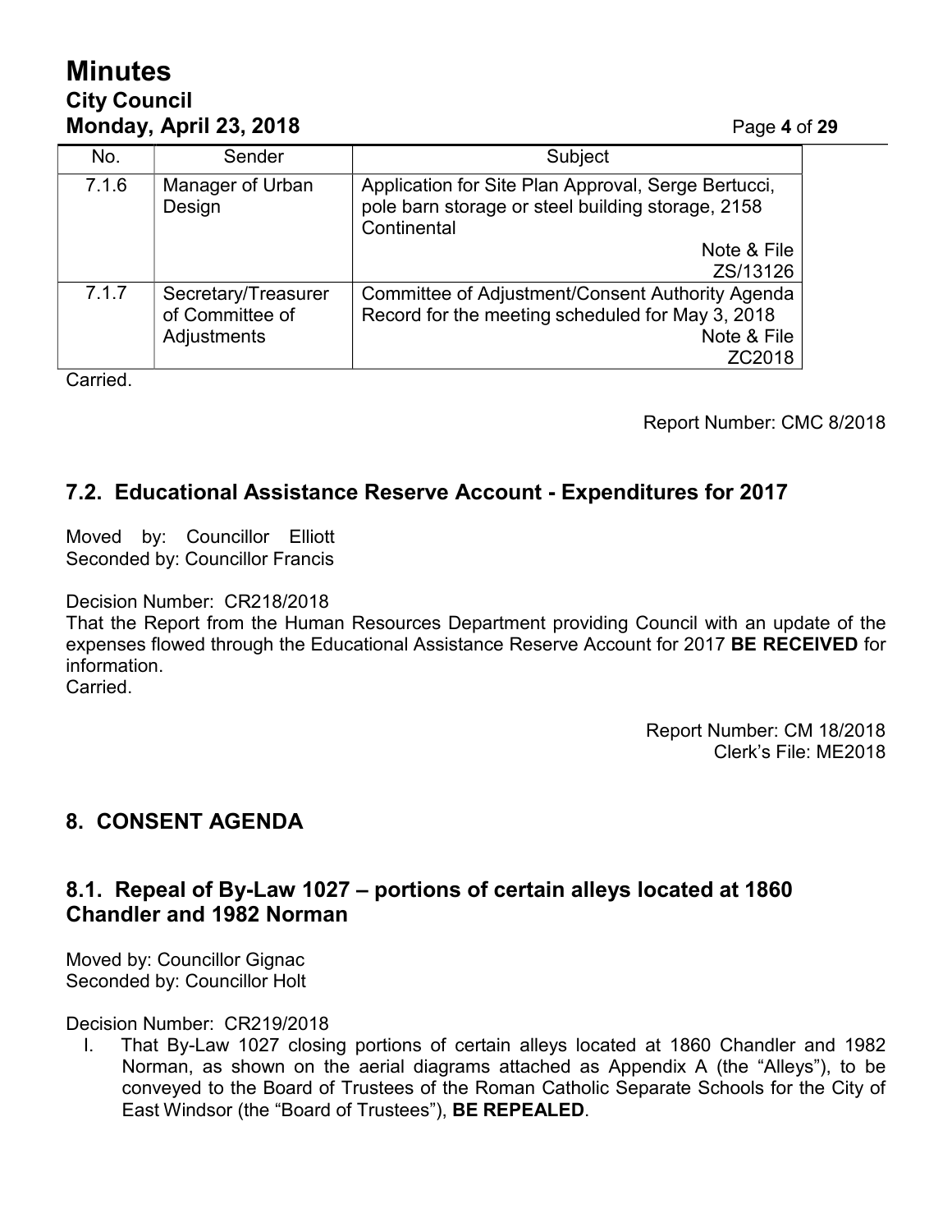| No. | Sender | Subject |
| --- | --- | --- |
| 7.1.6 | Manager of Urban Design | Application for Site Plan Approval, Serge Bertucci, pole barn storage or steel building storage, 2158 Continental<br>Note & File<br>ZS/13126 |
| 7.1.7 | Secretary/Treasurer of Committee of Adjustments | Committee of Adjustment/Consent Authority Agenda Record for the meeting scheduled for May 3, 2018<br>Note & File<br>ZC2018 |

Carried.

Report Number: CMC 8/2018

## 7.2. Educational Assistance Reserve Account - Expenditures for 2017

Moved by: Councillor Elliott
Seconded by: Councillor Francis

Decision Number: CR218/2018
That the Report from the Human Resources Department providing Council with an update of the expenses flowed through the Educational Assistance Reserve Account for 2017 **BE RECEIVED** for information.
Carried.

Report Number: CM 18/2018
Clerk's File: ME2018

## 8. CONSENT AGENDA

## 8.1. Repeal of By-Law 1027 – portions of certain alleys located at 1860 Chandler and 1982 Norman

Moved by: Councillor Gignac
Seconded by: Councillor Holt

Decision Number: CR219/2018

I. That By-Law 1027 closing portions of certain alleys located at 1860 Chandler and 1982 Norman, as shown on the aerial diagrams attached as Appendix A (the "Alleys"), to be conveyed to the Board of Trustees of the Roman Catholic Separate Schools for the City of East Windsor (the "Board of Trustees"), **BE REPEALED**.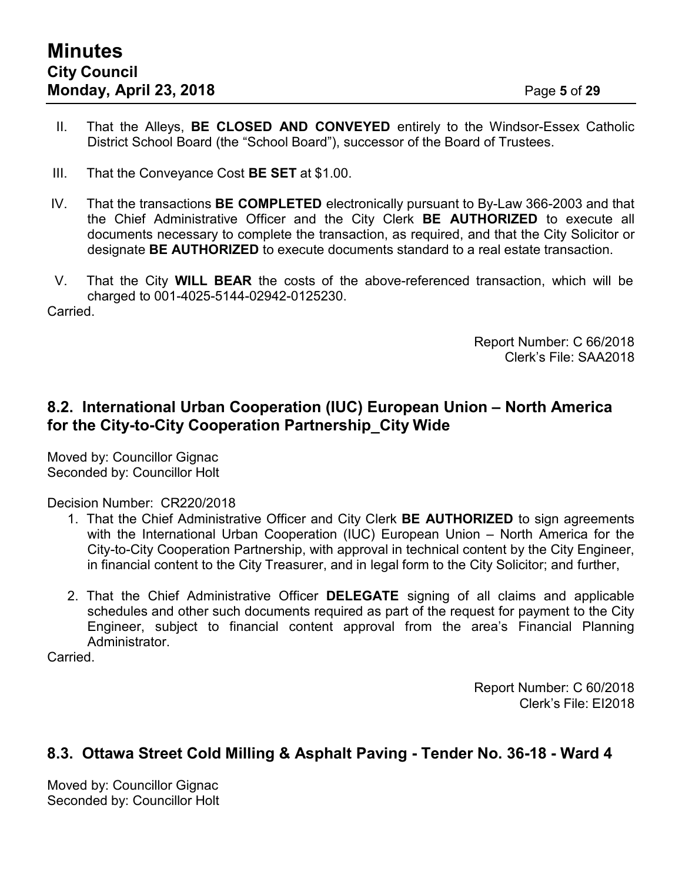II. That the Alleys, **BE CLOSED AND CONVEYED** entirely to the Windsor-Essex Catholic District School Board (the "School Board"), successor of the Board of Trustees.

III. That the Conveyance Cost **BE SET** at $1.00.

IV. That the transactions **BE COMPLETED** electronically pursuant to By-Law 366-2003 and that the Chief Administrative Officer and the City Clerk **BE AUTHORIZED** to execute all documents necessary to complete the transaction, as required, and that the City Solicitor or designate **BE AUTHORIZED** to execute documents standard to a real estate transaction.

V. That the City **WILL BEAR** the costs of the above-referenced transaction, which will be charged to 001-4025-5144-02942-0125230.

Carried.

Report Number: C 66/2018
Clerk's File: SAA2018

## 8.2. International Urban Cooperation (IUC) European Union – North America for the City-to-City Cooperation Partnership_City Wide

Moved by: Councillor Gignac
Seconded by: Councillor Holt

Decision Number: CR220/2018

1. That the Chief Administrative Officer and City Clerk **BE AUTHORIZED** to sign agreements with the International Urban Cooperation (IUC) European Union – North America for the City-to-City Cooperation Partnership, with approval in technical content by the City Engineer, in financial content to the City Treasurer, and in legal form to the City Solicitor; and further,
2. That the Chief Administrative Officer **DELEGATE** signing of all claims and applicable schedules and other such documents required as part of the request for payment to the City Engineer, subject to financial content approval from the area's Financial Planning Administrator.

Carried.

Report Number: C 60/2018
Clerk's File: EI2018

## 8.3. Ottawa Street Cold Milling & Asphalt Paving - Tender No. 36-18 - Ward 4

Moved by: Councillor Gignac
Seconded by: Councillor Holt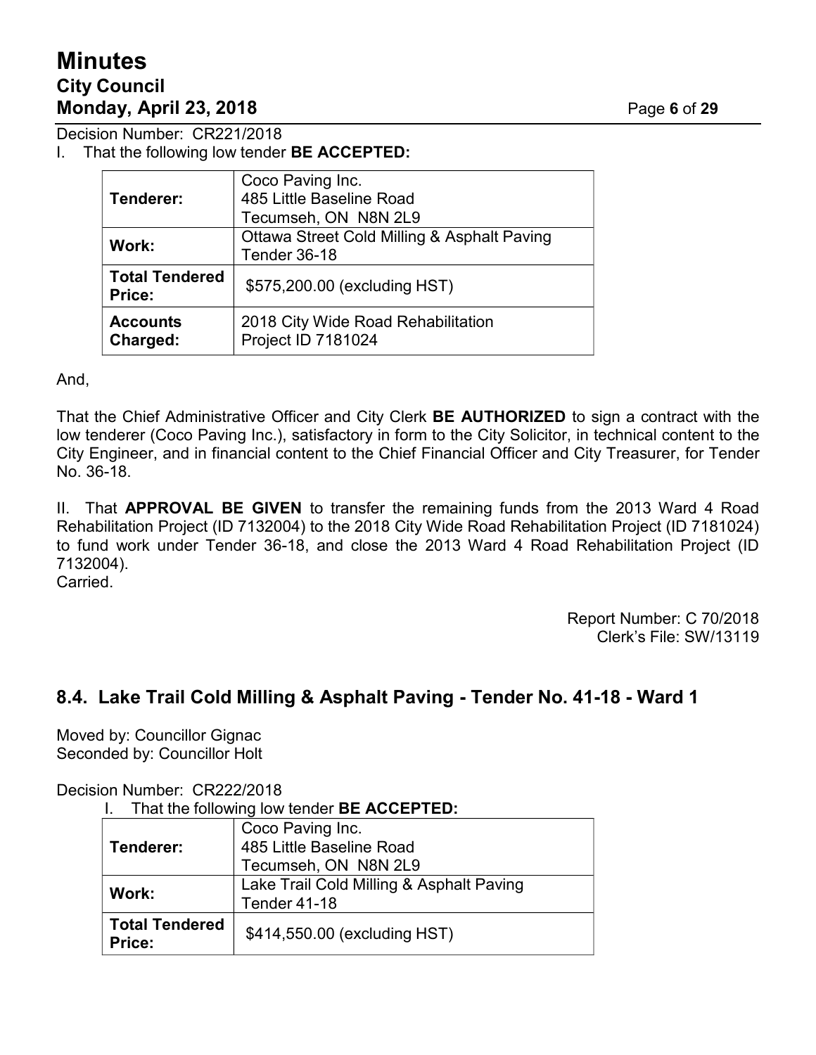Decision Number: CR221/2018

I. That the following low tender **BE ACCEPTED:**

| | |
|---|---|
| **Tenderer:** | Coco Paving Inc.<br>485 Little Baseline Road<br>Tecumseh, ON N8N 2L9 |
| **Work:** | Ottawa Street Cold Milling & Asphalt Paving Tender 36-18 |
| **Total Tendered Price:** | $575,200.00 (excluding HST) |
| **Accounts Charged:** | 2018 City Wide Road Rehabilitation Project ID 7181024 |

And,

That the Chief Administrative Officer and City Clerk **BE AUTHORIZED** to sign a contract with the low tenderer (Coco Paving Inc.), satisfactory in form to the City Solicitor, in technical content to the City Engineer, and in financial content to the Chief Financial Officer and City Treasurer, for Tender No. 36-18.

II. That **APPROVAL BE GIVEN** to transfer the remaining funds from the 2013 Ward 4 Road Rehabilitation Project (ID 7132004) to the 2018 City Wide Road Rehabilitation Project (ID 7181024) to fund work under Tender 36-18, and close the 2013 Ward 4 Road Rehabilitation Project (ID 7132004).

Carried.

Report Number: C 70/2018
Clerk's File: SW/13119

## 8.4. Lake Trail Cold Milling & Asphalt Paving - Tender No. 41-18 - Ward 1

Moved by: Councillor Gignac
Seconded by: Councillor Holt

Decision Number: CR222/2018

I. That the following low tender **BE ACCEPTED:**

| | |
|---|---|
| **Tenderer:** | Coco Paving Inc.<br>485 Little Baseline Road<br>Tecumseh, ON N8N 2L9 |
| **Work:** | Lake Trail Cold Milling & Asphalt Paving Tender 41-18 |
| **Total Tendered Price:** | $414,550.00 (excluding HST) |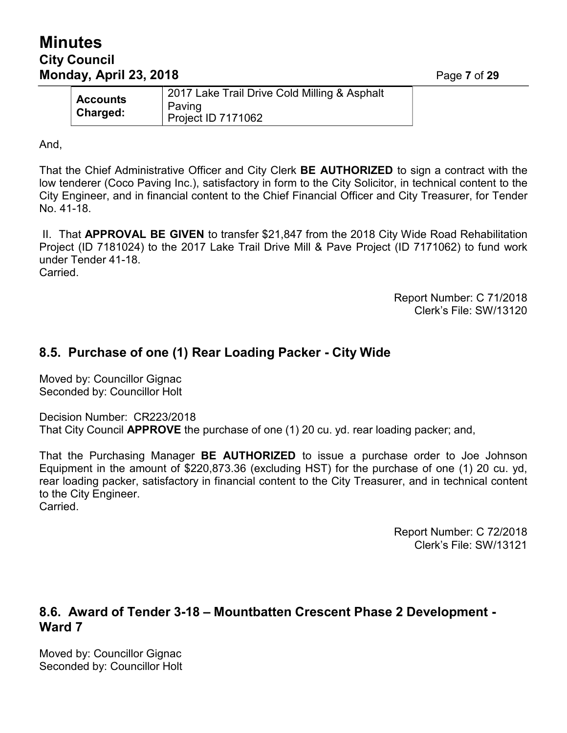| Accounts Charged: | 2017 Lake Trail Drive Cold Milling & Asphalt Paving<br>Project ID 7171062 |
|---|---|

And,

That the Chief Administrative Officer and City Clerk **BE AUTHORIZED** to sign a contract with the low tenderer (Coco Paving Inc.), satisfactory in form to the City Solicitor, in technical content to the City Engineer, and in financial content to the Chief Financial Officer and City Treasurer, for Tender No. 41-18.

II. That **APPROVAL BE GIVEN** to transfer $21,847 from the 2018 City Wide Road Rehabilitation Project (ID 7181024) to the 2017 Lake Trail Drive Mill & Pave Project (ID 7171062) to fund work under Tender 41-18.
Carried.

Report Number: C 71/2018
Clerk's File: SW/13120

## 8.5. Purchase of one (1) Rear Loading Packer - City Wide

Moved by: Councillor Gignac
Seconded by: Councillor Holt

Decision Number: CR223/2018
That City Council **APPROVE** the purchase of one (1) 20 cu. yd. rear loading packer; and,

That the Purchasing Manager **BE AUTHORIZED** to issue a purchase order to Joe Johnson Equipment in the amount of $220,873.36 (excluding HST) for the purchase of one (1) 20 cu. yd, rear loading packer, satisfactory in financial content to the City Treasurer, and in technical content to the City Engineer.
Carried.

Report Number: C 72/2018
Clerk's File: SW/13121

## 8.6. Award of Tender 3-18 – Mountbatten Crescent Phase 2 Development - Ward 7

Moved by: Councillor Gignac
Seconded by: Councillor Holt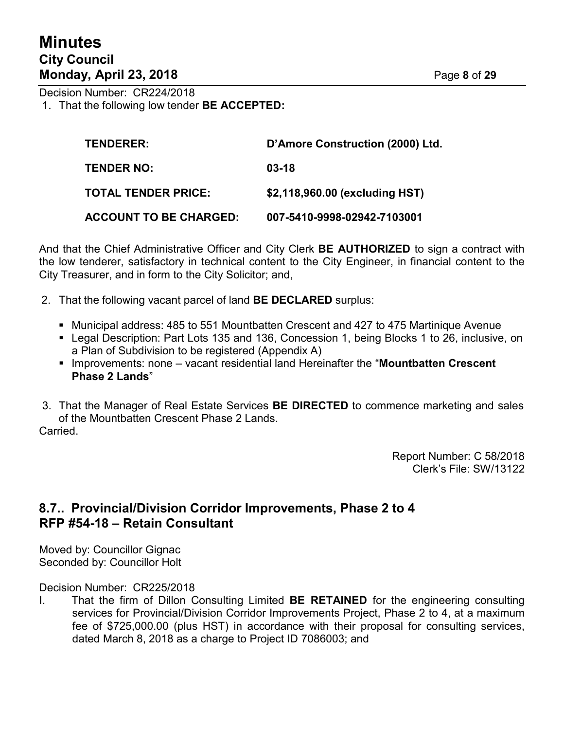Decision Number: CR224/2018

1. That the following low tender **BE ACCEPTED:**

| | |
|---|---|
| **TENDERER:** | **D'Amore Construction (2000) Ltd.** |
| **TENDER NO:** | **03-18** |
| **TOTAL TENDER PRICE:** | **$2,118,960.00 (excluding HST)** |
| **ACCOUNT TO BE CHARGED:** | **007-5410-9998-02942-7103001** |

And that the Chief Administrative Officer and City Clerk **BE AUTHORIZED** to sign a contract with the low tenderer, satisfactory in technical content to the City Engineer, in financial content to the City Treasurer, and in form to the City Solicitor; and,

2. That the following vacant parcel of land **BE DECLARED** surplus:
   - Municipal address: 485 to 551 Mountbatten Crescent and 427 to 475 Martinique Avenue
   - Legal Description: Part Lots 135 and 136, Concession 1, being Blocks 1 to 26, inclusive, on a Plan of Subdivision to be registered (Appendix A)
   - Improvements: none – vacant residential land Hereinafter the "**Mountbatten Crescent Phase 2 Lands**"

3. That the Manager of Real Estate Services **BE DIRECTED** to commence marketing and sales of the Mountbatten Crescent Phase 2 Lands.

Carried.

Report Number: C 58/2018
Clerk's File: SW/13122

## 8.7.. Provincial/Division Corridor Improvements, Phase 2 to 4 RFP #54-18 – Retain Consultant

Moved by: Councillor Gignac
Seconded by: Councillor Holt

Decision Number: CR225/2018

I. That the firm of Dillon Consulting Limited **BE RETAINED** for the engineering consulting services for Provincial/Division Corridor Improvements Project, Phase 2 to 4, at a maximum fee of $725,000.00 (plus HST) in accordance with their proposal for consulting services, dated March 8, 2018 as a charge to Project ID 7086003; and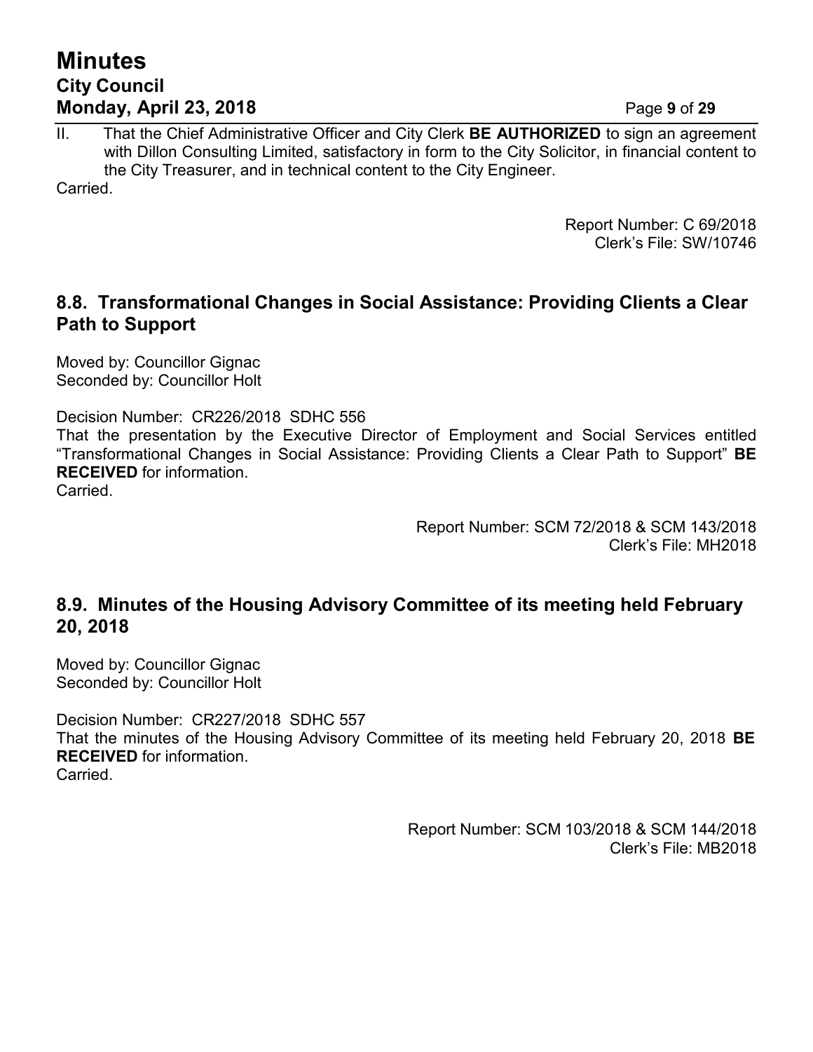II. That the Chief Administrative Officer and City Clerk **BE AUTHORIZED** to sign an agreement with Dillon Consulting Limited, satisfactory in form to the City Solicitor, in financial content to the City Treasurer, and in technical content to the City Engineer.

Carried.

Report Number: C 69/2018
Clerk's File: SW/10746

## 8.8. Transformational Changes in Social Assistance: Providing Clients a Clear Path to Support

Moved by: Councillor Gignac
Seconded by: Councillor Holt

Decision Number: CR226/2018 SDHC 556
That the presentation by the Executive Director of Employment and Social Services entitled "Transformational Changes in Social Assistance: Providing Clients a Clear Path to Support" **BE RECEIVED** for information.
Carried.

Report Number: SCM 72/2018 & SCM 143/2018
Clerk's File: MH2018

## 8.9. Minutes of the Housing Advisory Committee of its meeting held February 20, 2018

Moved by: Councillor Gignac
Seconded by: Councillor Holt

Decision Number: CR227/2018 SDHC 557
That the minutes of the Housing Advisory Committee of its meeting held February 20, 2018 **BE RECEIVED** for information.
Carried.

Report Number: SCM 103/2018 & SCM 144/2018
Clerk's File: MB2018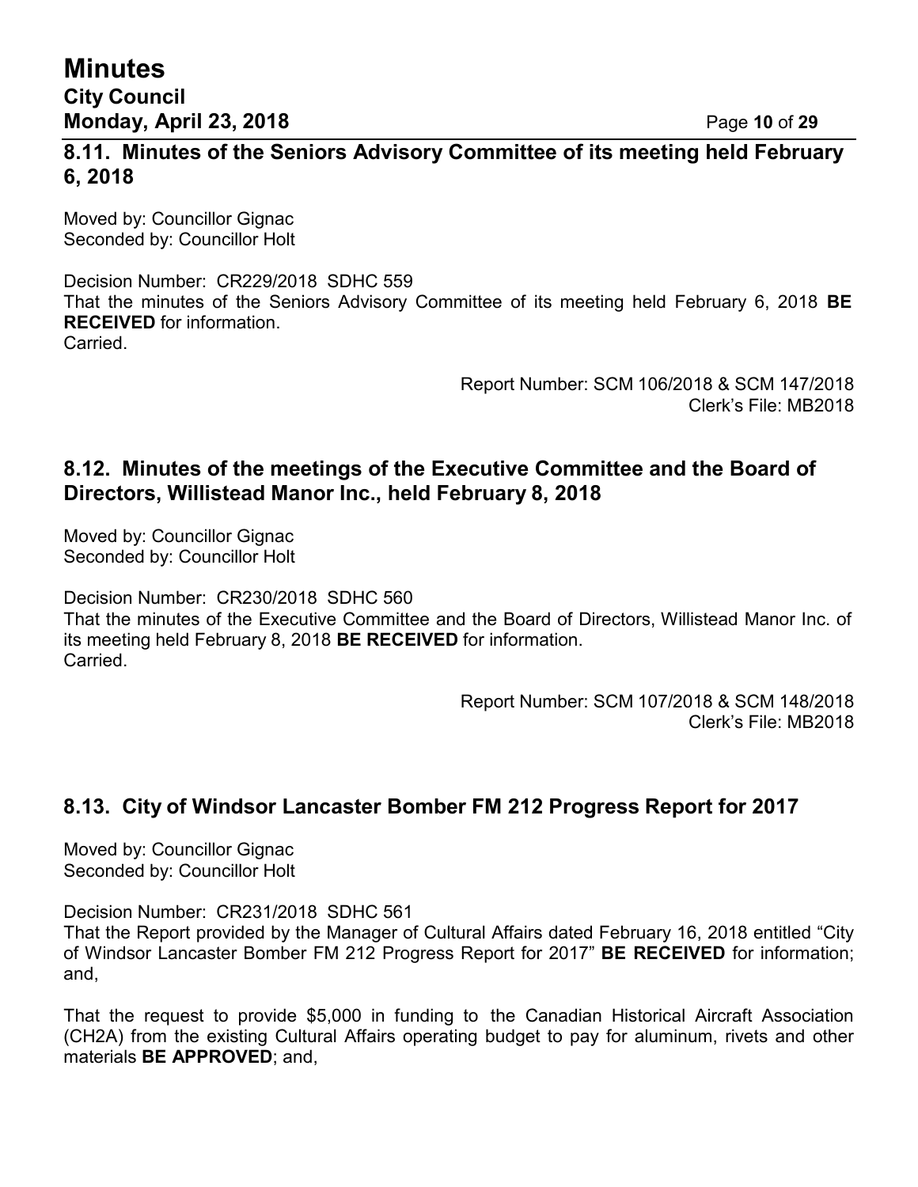## 8.11. Minutes of the Seniors Advisory Committee of its meeting held February 6, 2018

Moved by: Councillor Gignac
Seconded by: Councillor Holt

Decision Number: CR229/2018 SDHC 559
That the minutes of the Seniors Advisory Committee of its meeting held February 6, 2018 **BE RECEIVED** for information.
Carried.

Report Number: SCM 106/2018 & SCM 147/2018
Clerk's File: MB2018

## 8.12. Minutes of the meetings of the Executive Committee and the Board of Directors, Willistead Manor Inc., held February 8, 2018

Moved by: Councillor Gignac
Seconded by: Councillor Holt

Decision Number: CR230/2018 SDHC 560
That the minutes of the Executive Committee and the Board of Directors, Willistead Manor Inc. of its meeting held February 8, 2018 **BE RECEIVED** for information.
Carried.

Report Number: SCM 107/2018 & SCM 148/2018
Clerk's File: MB2018

## 8.13. City of Windsor Lancaster Bomber FM 212 Progress Report for 2017

Moved by: Councillor Gignac
Seconded by: Councillor Holt

Decision Number: CR231/2018 SDHC 561
That the Report provided by the Manager of Cultural Affairs dated February 16, 2018 entitled "City of Windsor Lancaster Bomber FM 212 Progress Report for 2017" **BE RECEIVED** for information; and,

That the request to provide $5,000 in funding to the Canadian Historical Aircraft Association (CH2A) from the existing Cultural Affairs operating budget to pay for aluminum, rivets and other materials **BE APPROVED**; and,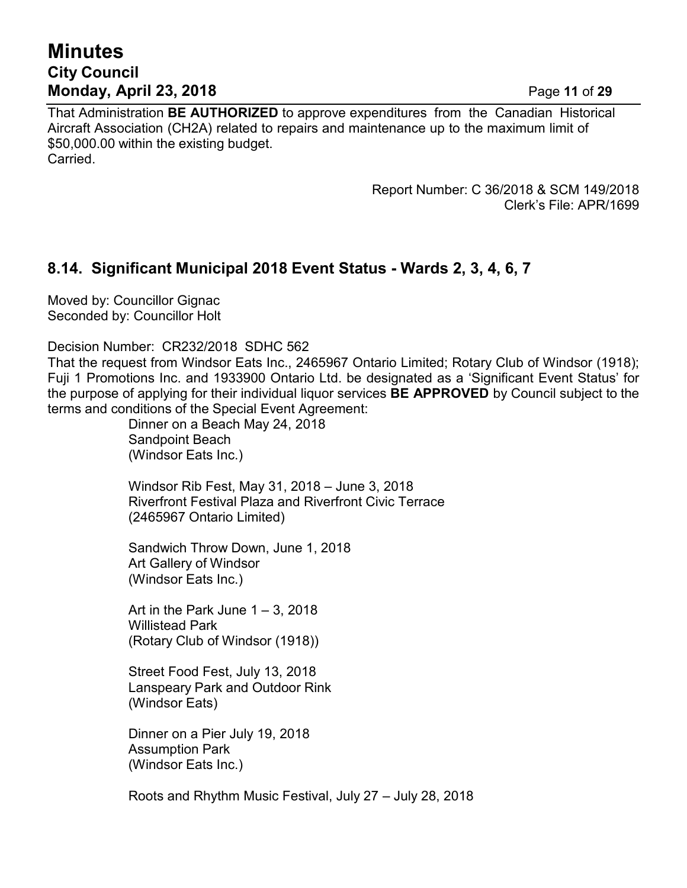That Administration **BE AUTHORIZED** to approve expenditures from the Canadian Historical Aircraft Association (CH2A) related to repairs and maintenance up to the maximum limit of $50,000.00 within the existing budget.
Carried.

Report Number: C 36/2018 & SCM 149/2018
Clerk's File: APR/1699

## 8.14. Significant Municipal 2018 Event Status - Wards 2, 3, 4, 6, 7

Moved by: Councillor Gignac
Seconded by: Councillor Holt

Decision Number: CR232/2018 SDHC 562
That the request from Windsor Eats Inc., 2465967 Ontario Limited; Rotary Club of Windsor (1918); Fuji 1 Promotions Inc. and 1933900 Ontario Ltd. be designated as a 'Significant Event Status' for the purpose of applying for their individual liquor services **BE APPROVED** by Council subject to the terms and conditions of the Special Event Agreement:

Dinner on a Beach May 24, 2018
Sandpoint Beach
(Windsor Eats Inc.)

Windsor Rib Fest, May 31, 2018 – June 3, 2018
Riverfront Festival Plaza and Riverfront Civic Terrace
(2465967 Ontario Limited)

Sandwich Throw Down, June 1, 2018
Art Gallery of Windsor
(Windsor Eats Inc.)

Art in the Park June 1 – 3, 2018
Willistead Park
(Rotary Club of Windsor (1918))

Street Food Fest, July 13, 2018
Lanspeary Park and Outdoor Rink
(Windsor Eats)

Dinner on a Pier July 19, 2018
Assumption Park
(Windsor Eats Inc.)

Roots and Rhythm Music Festival, July 27 – July 28, 2018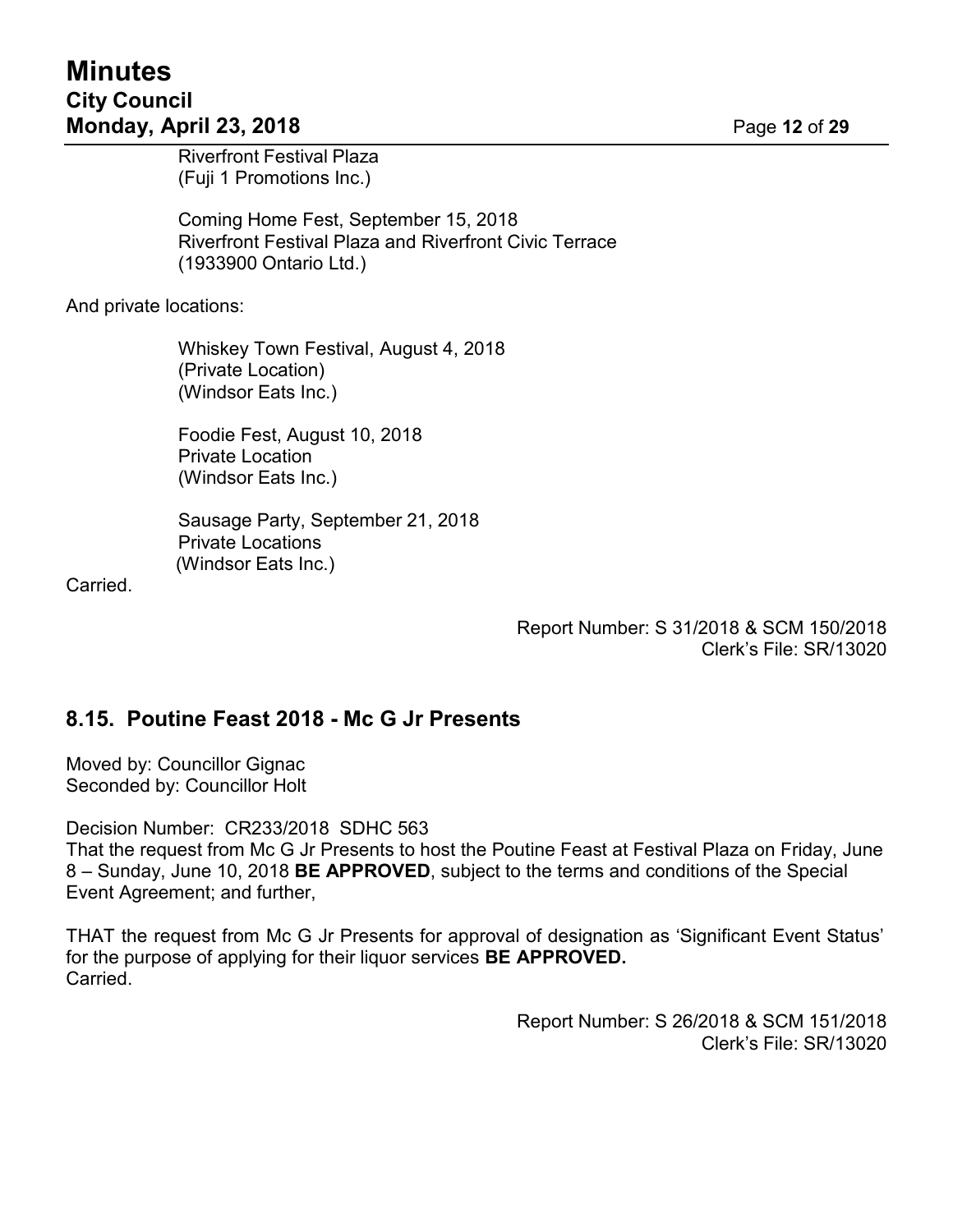Riverfront Festival Plaza
(Fuji 1 Promotions Inc.)

Coming Home Fest, September 15, 2018
Riverfront Festival Plaza and Riverfront Civic Terrace
(1933900 Ontario Ltd.)

And private locations:

Whiskey Town Festival, August 4, 2018
(Private Location)
(Windsor Eats Inc.)

Foodie Fest, August 10, 2018
Private Location
(Windsor Eats Inc.)

Sausage Party, September 21, 2018
Private Locations
(Windsor Eats Inc.)

Carried.

Report Number: S 31/2018 & SCM 150/2018
Clerk's File: SR/13020

## 8.15. Poutine Feast 2018 - Mc G Jr Presents

Moved by: Councillor Gignac
Seconded by: Councillor Holt

Decision Number: CR233/2018 SDHC 563
That the request from Mc G Jr Presents to host the Poutine Feast at Festival Plaza on Friday, June 8 – Sunday, June 10, 2018 **BE APPROVED**, subject to the terms and conditions of the Special Event Agreement; and further,

THAT the request from Mc G Jr Presents for approval of designation as 'Significant Event Status' for the purpose of applying for their liquor services **BE APPROVED.**
Carried.

Report Number: S 26/2018 & SCM 151/2018
Clerk's File: SR/13020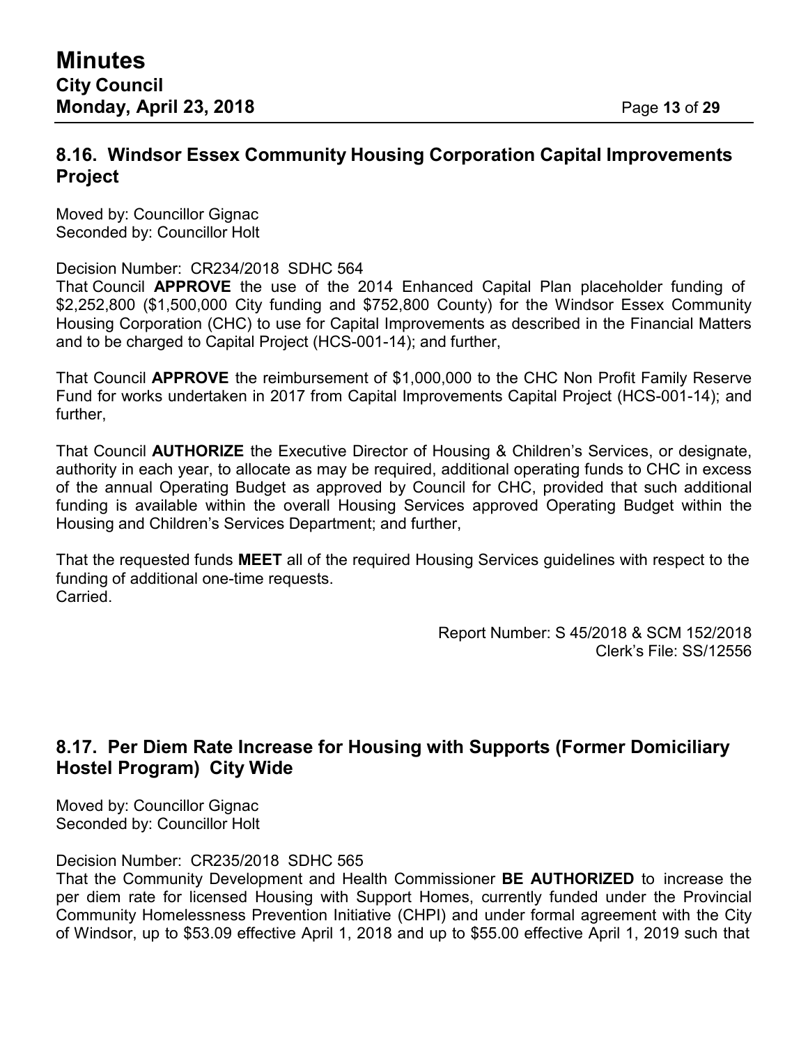## 8.16. Windsor Essex Community Housing Corporation Capital Improvements Project

Moved by: Councillor Gignac
Seconded by: Councillor Holt

Decision Number: CR234/2018 SDHC 564
That Council **APPROVE** the use of the 2014 Enhanced Capital Plan placeholder funding of $2,252,800 ($1,500,000 City funding and $752,800 County) for the Windsor Essex Community Housing Corporation (CHC) to use for Capital Improvements as described in the Financial Matters and to be charged to Capital Project (HCS-001-14); and further,

That Council **APPROVE** the reimbursement of $1,000,000 to the CHC Non Profit Family Reserve Fund for works undertaken in 2017 from Capital Improvements Capital Project (HCS-001-14); and further,

That Council **AUTHORIZE** the Executive Director of Housing & Children's Services, or designate, authority in each year, to allocate as may be required, additional operating funds to CHC in excess of the annual Operating Budget as approved by Council for CHC, provided that such additional funding is available within the overall Housing Services approved Operating Budget within the Housing and Children's Services Department; and further,

That the requested funds **MEET** all of the required Housing Services guidelines with respect to the funding of additional one-time requests.
Carried.

Report Number: S 45/2018 & SCM 152/2018
Clerk's File: SS/12556

## 8.17. Per Diem Rate Increase for Housing with Supports (Former Domiciliary Hostel Program) City Wide

Moved by: Councillor Gignac
Seconded by: Councillor Holt

Decision Number: CR235/2018 SDHC 565
That the Community Development and Health Commissioner **BE AUTHORIZED** to increase the per diem rate for licensed Housing with Support Homes, currently funded under the Provincial Community Homelessness Prevention Initiative (CHPI) and under formal agreement with the City of Windsor, up to $53.09 effective April 1, 2018 and up to $55.00 effective April 1, 2019 such that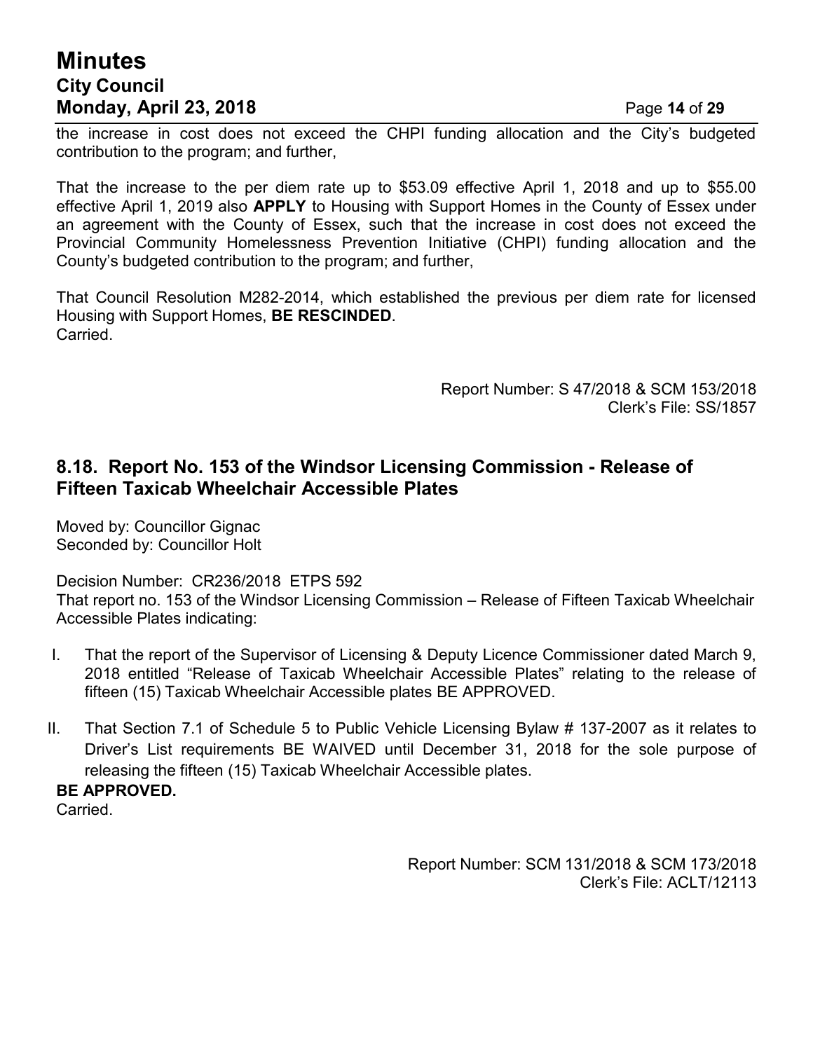the increase in cost does not exceed the CHPI funding allocation and the City's budgeted contribution to the program; and further,

That the increase to the per diem rate up to $53.09 effective April 1, 2018 and up to $55.00 effective April 1, 2019 also **APPLY** to Housing with Support Homes in the County of Essex under an agreement with the County of Essex, such that the increase in cost does not exceed the Provincial Community Homelessness Prevention Initiative (CHPI) funding allocation and the County's budgeted contribution to the program; and further,

That Council Resolution M282-2014, which established the previous per diem rate for licensed Housing with Support Homes, **BE RESCINDED**.
Carried.

Report Number: S 47/2018 & SCM 153/2018
Clerk's File: SS/1857

## 8.18. Report No. 153 of the Windsor Licensing Commission - Release of Fifteen Taxicab Wheelchair Accessible Plates

Moved by: Councillor Gignac
Seconded by: Councillor Holt

Decision Number: CR236/2018 ETPS 592
That report no. 153 of the Windsor Licensing Commission – Release of Fifteen Taxicab Wheelchair Accessible Plates indicating:

I. That the report of the Supervisor of Licensing & Deputy Licence Commissioner dated March 9, 2018 entitled "Release of Taxicab Wheelchair Accessible Plates" relating to the release of fifteen (15) Taxicab Wheelchair Accessible plates BE APPROVED.

II. That Section 7.1 of Schedule 5 to Public Vehicle Licensing Bylaw # 137-2007 as it relates to Driver's List requirements BE WAIVED until December 31, 2018 for the sole purpose of releasing the fifteen (15) Taxicab Wheelchair Accessible plates.

**BE APPROVED.**
Carried.

Report Number: SCM 131/2018 & SCM 173/2018
Clerk's File: ACLT/12113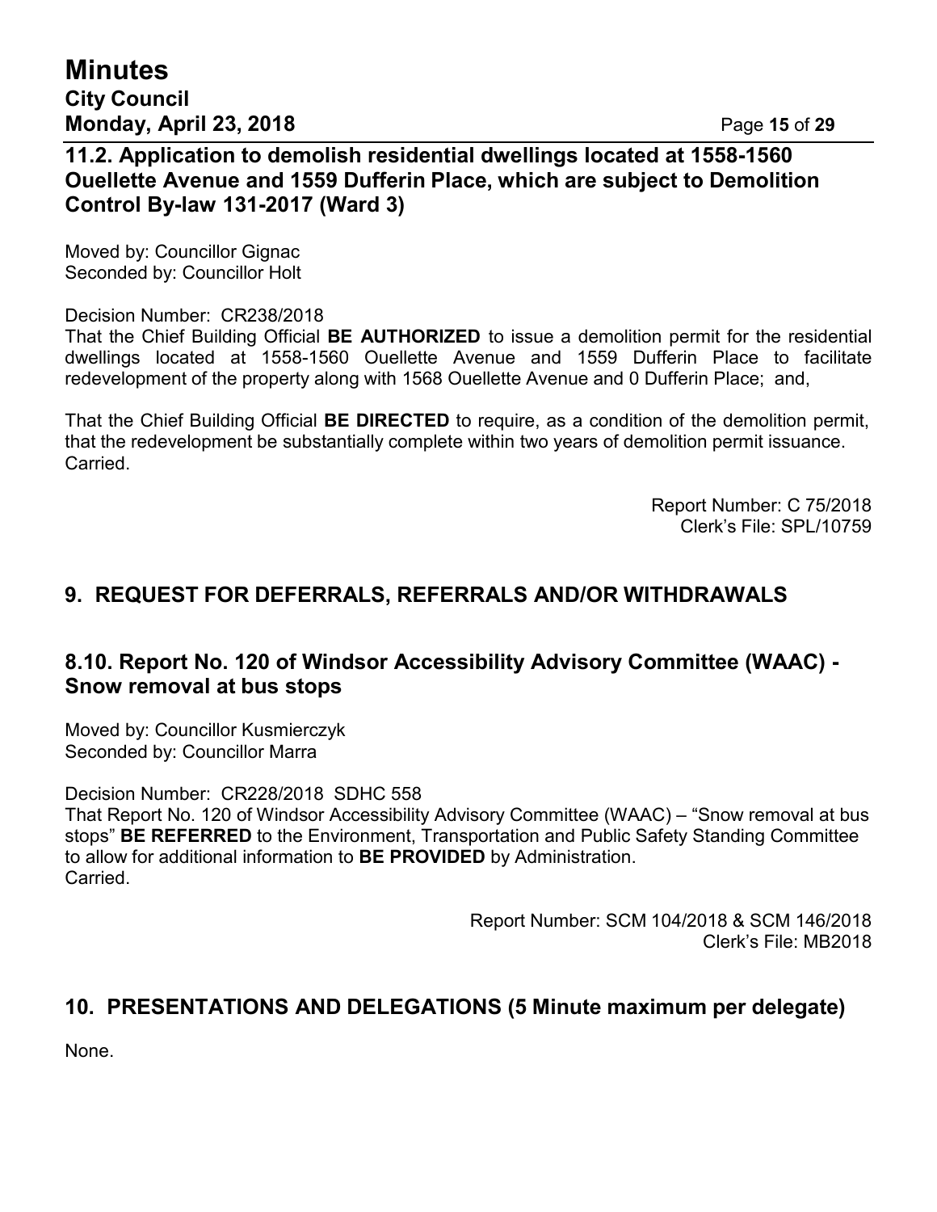### 11.2. Application to demolish residential dwellings located at 1558-1560 Ouellette Avenue and 1559 Dufferin Place, which are subject to Demolition Control By-law 131-2017 (Ward 3)

Moved by: Councillor Gignac
Seconded by: Councillor Holt

Decision Number: CR238/2018
That the Chief Building Official **BE AUTHORIZED** to issue a demolition permit for the residential dwellings located at 1558-1560 Ouellette Avenue and 1559 Dufferin Place to facilitate redevelopment of the property along with 1568 Ouellette Avenue and 0 Dufferin Place; and,

That the Chief Building Official **BE DIRECTED** to require, as a condition of the demolition permit, that the redevelopment be substantially complete within two years of demolition permit issuance.
Carried.

Report Number: C 75/2018
Clerk's File: SPL/10759

## 9. REQUEST FOR DEFERRALS, REFERRALS AND/OR WITHDRAWALS

### 8.10. Report No. 120 of Windsor Accessibility Advisory Committee (WAAC) - Snow removal at bus stops

Moved by: Councillor Kusmierczyk
Seconded by: Councillor Marra

Decision Number: CR228/2018 SDHC 558
That Report No. 120 of Windsor Accessibility Advisory Committee (WAAC) – "Snow removal at bus stops" **BE REFERRED** to the Environment, Transportation and Public Safety Standing Committee to allow for additional information to **BE PROVIDED** by Administration.
Carried.

Report Number: SCM 104/2018 & SCM 146/2018
Clerk's File: MB2018

## 10. PRESENTATIONS AND DELEGATIONS (5 Minute maximum per delegate)

None.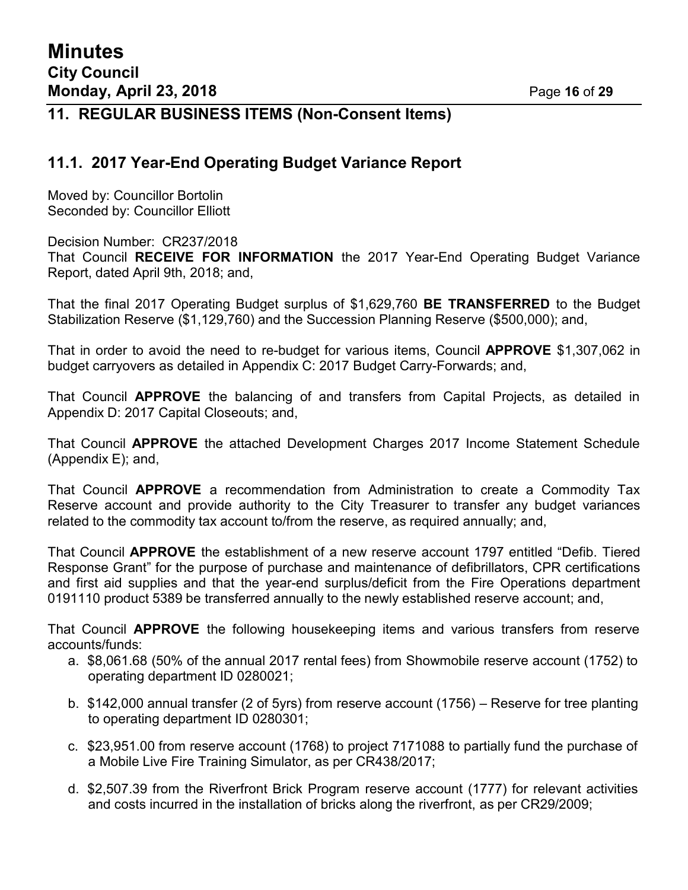## 11. REGULAR BUSINESS ITEMS (Non-Consent Items)

### 11.1. 2017 Year-End Operating Budget Variance Report

Moved by: Councillor Bortolin
Seconded by: Councillor Elliott

Decision Number: CR237/2018
That Council **RECEIVE FOR INFORMATION** the 2017 Year-End Operating Budget Variance Report, dated April 9th, 2018; and,

That the final 2017 Operating Budget surplus of $1,629,760 **BE TRANSFERRED** to the Budget Stabilization Reserve ($1,129,760) and the Succession Planning Reserve ($500,000); and,

That in order to avoid the need to re-budget for various items, Council **APPROVE** $1,307,062 in budget carryovers as detailed in Appendix C: 2017 Budget Carry-Forwards; and,

That Council **APPROVE** the balancing of and transfers from Capital Projects, as detailed in Appendix D: 2017 Capital Closeouts; and,

That Council **APPROVE** the attached Development Charges 2017 Income Statement Schedule (Appendix E); and,

That Council **APPROVE** a recommendation from Administration to create a Commodity Tax Reserve account and provide authority to the City Treasurer to transfer any budget variances related to the commodity tax account to/from the reserve, as required annually; and,

That Council **APPROVE** the establishment of a new reserve account 1797 entitled "Defib. Tiered Response Grant" for the purpose of purchase and maintenance of defibrillators, CPR certifications and first aid supplies and that the year-end surplus/deficit from the Fire Operations department 0191110 product 5389 be transferred annually to the newly established reserve account; and,

That Council **APPROVE** the following housekeeping items and various transfers from reserve accounts/funds:

a. $8,061.68 (50% of the annual 2017 rental fees) from Showmobile reserve account (1752) to operating department ID 0280021;

b. $142,000 annual transfer (2 of 5yrs) from reserve account (1756) – Reserve for tree planting to operating department ID 0280301;

c. $23,951.00 from reserve account (1768) to project 7171088 to partially fund the purchase of a Mobile Live Fire Training Simulator, as per CR438/2017;

d. $2,507.39 from the Riverfront Brick Program reserve account (1777) for relevant activities and costs incurred in the installation of bricks along the riverfront, as per CR29/2009;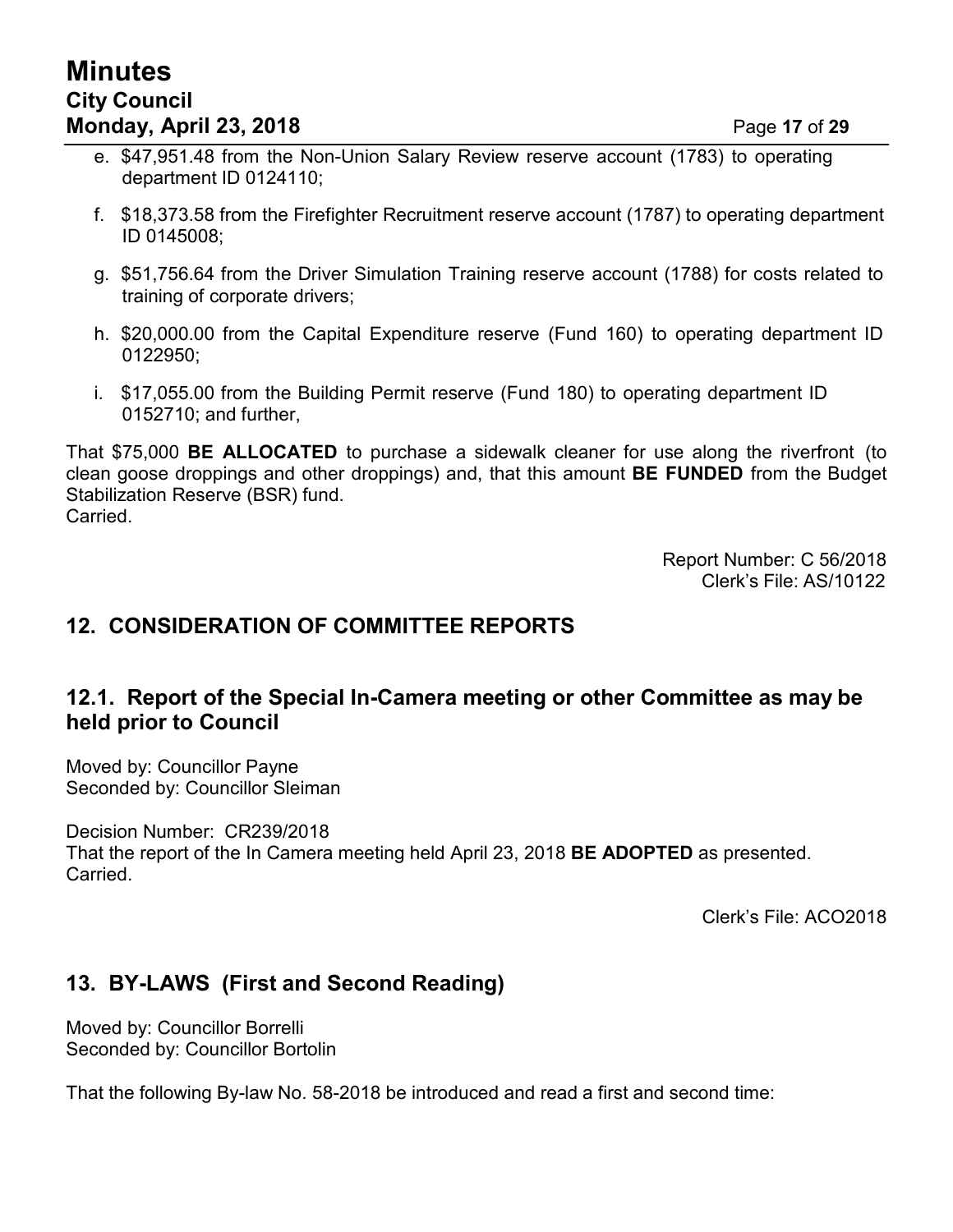e. $47,951.48 from the Non-Union Salary Review reserve account (1783) to operating department ID 0124110;

f. $18,373.58 from the Firefighter Recruitment reserve account (1787) to operating department ID 0145008;

g. $51,756.64 from the Driver Simulation Training reserve account (1788) for costs related to training of corporate drivers;

h. $20,000.00 from the Capital Expenditure reserve (Fund 160) to operating department ID 0122950;

i. $17,055.00 from the Building Permit reserve (Fund 180) to operating department ID 0152710; and further,

That $75,000 **BE ALLOCATED** to purchase a sidewalk cleaner for use along the riverfront (to clean goose droppings and other droppings) and, that this amount **BE FUNDED** from the Budget Stabilization Reserve (BSR) fund.
Carried.

Report Number: C 56/2018
Clerk's File: AS/10122

## 12. CONSIDERATION OF COMMITTEE REPORTS

### 12.1. Report of the Special In-Camera meeting or other Committee as may be held prior to Council

Moved by: Councillor Payne
Seconded by: Councillor Sleiman

Decision Number: CR239/2018
That the report of the In Camera meeting held April 23, 2018 **BE ADOPTED** as presented.
Carried.

Clerk's File: ACO2018

## 13. BY-LAWS (First and Second Reading)

Moved by: Councillor Borrelli
Seconded by: Councillor Bortolin

That the following By-law No. 58-2018 be introduced and read a first and second time: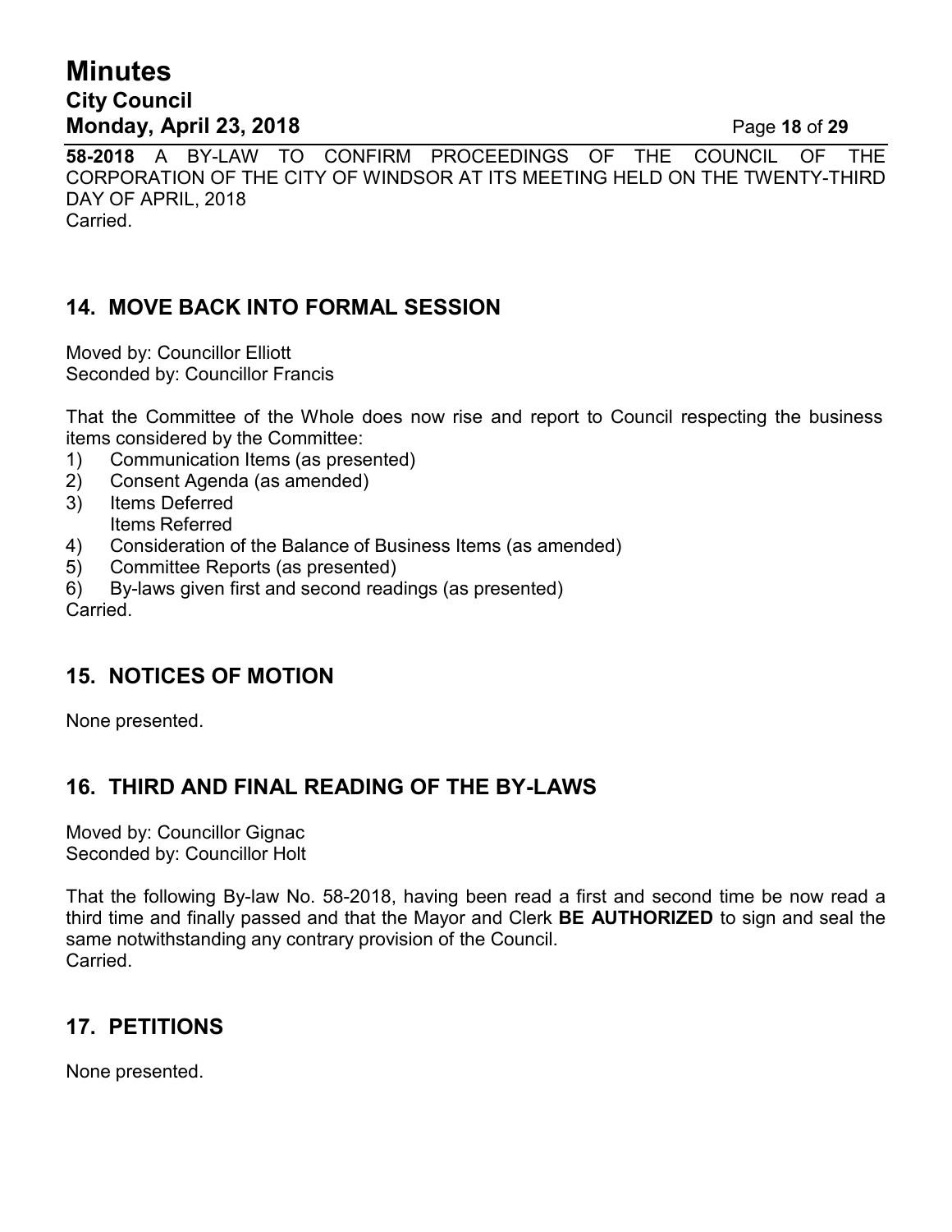**58-2018** A BY-LAW TO CONFIRM PROCEEDINGS OF THE COUNCIL OF THE CORPORATION OF THE CITY OF WINDSOR AT ITS MEETING HELD ON THE TWENTY-THIRD DAY OF APRIL, 2018
Carried.

## 14. MOVE BACK INTO FORMAL SESSION

Moved by: Councillor Elliott
Seconded by: Councillor Francis

That the Committee of the Whole does now rise and report to Council respecting the business items considered by the Committee:

1) Communication Items (as presented)
2) Consent Agenda (as amended)
3) Items Deferred
   Items Referred
4) Consideration of the Balance of Business Items (as amended)
5) Committee Reports (as presented)
6) By-laws given first and second readings (as presented)

Carried.

## 15. NOTICES OF MOTION

None presented.

## 16. THIRD AND FINAL READING OF THE BY-LAWS

Moved by: Councillor Gignac
Seconded by: Councillor Holt

That the following By-law No. 58-2018, having been read a first and second time be now read a third time and finally passed and that the Mayor and Clerk **BE AUTHORIZED** to sign and seal the same notwithstanding any contrary provision of the Council.
Carried.

## 17. PETITIONS

None presented.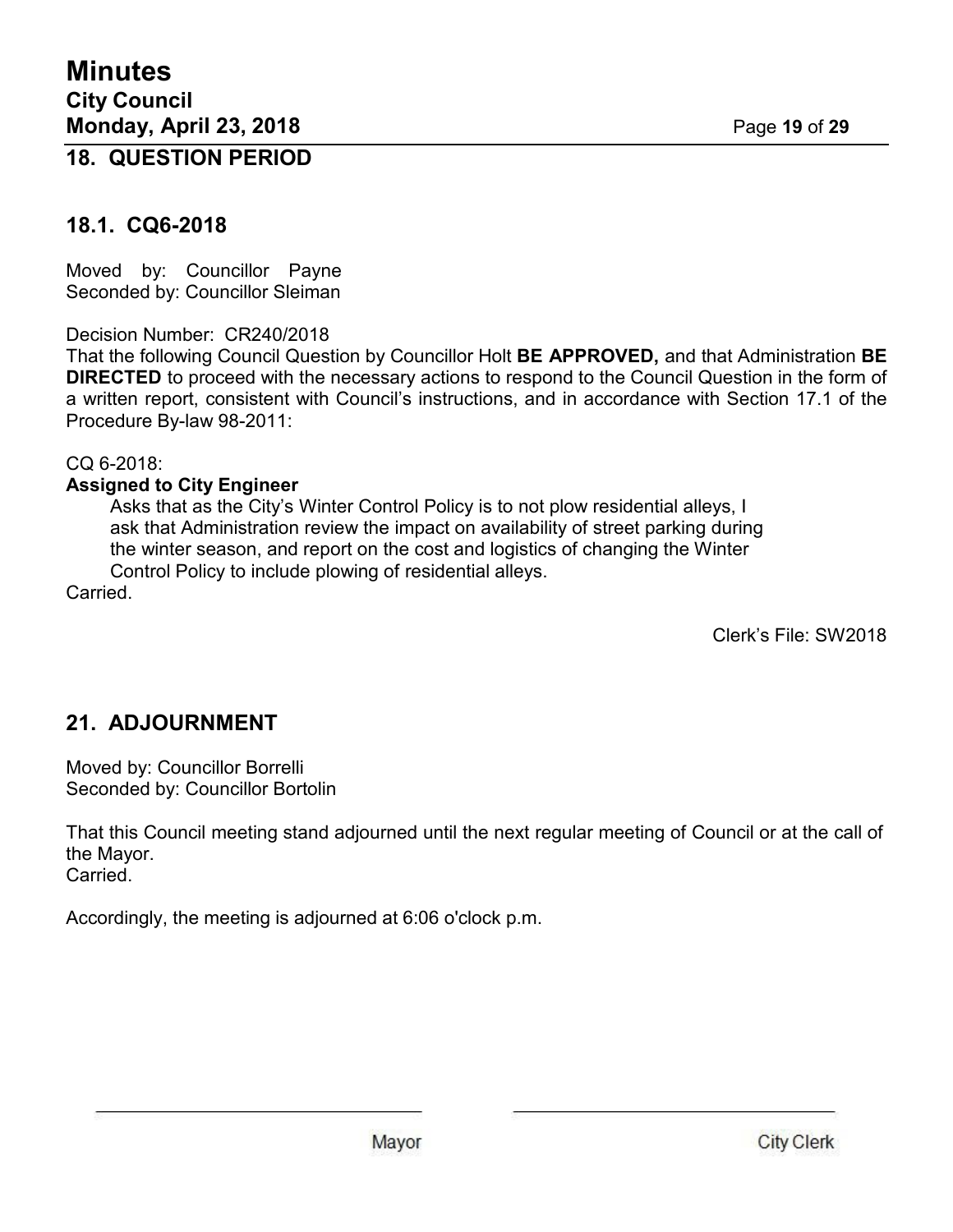## 18. QUESTION PERIOD

### 18.1. CQ6-2018

Moved by: Councillor Payne
Seconded by: Councillor Sleiman

Decision Number: CR240/2018
That the following Council Question by Councillor Holt **BE APPROVED,** and that Administration **BE DIRECTED** to proceed with the necessary actions to respond to the Council Question in the form of a written report, consistent with Council's instructions, and in accordance with Section 17.1 of the Procedure By-law 98-2011:

CQ 6-2018:
**Assigned to City Engineer**

> Asks that as the City's Winter Control Policy is to not plow residential alleys, I ask that Administration review the impact on availability of street parking during the winter season, and report on the cost and logistics of changing the Winter Control Policy to include plowing of residential alleys.

Carried.

Clerk's File: SW2018

## 21. ADJOURNMENT

Moved by: Councillor Borrelli
Seconded by: Councillor Bortolin

That this Council meeting stand adjourned until the next regular meeting of Council or at the call of the Mayor.
Carried.

Accordingly, the meeting is adjourned at 6:06 o'clock p.m.

Mayor

City Clerk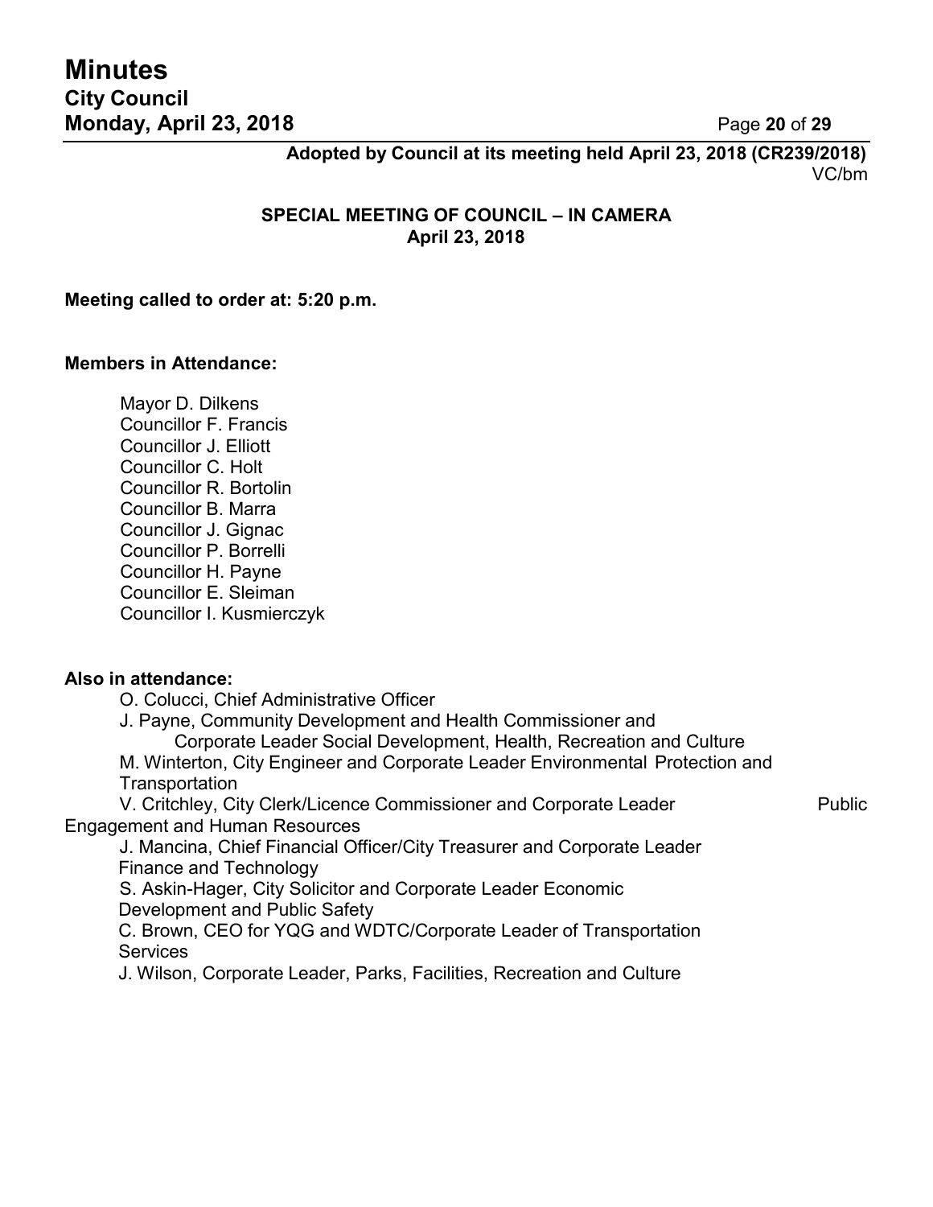**Adopted by Council at its meeting held April 23, 2018 (CR239/2018)**
VC/bm

## SPECIAL MEETING OF COUNCIL – IN CAMERA
## April 23, 2018

**Meeting called to order at: 5:20 p.m.**

**Members in Attendance:**

Mayor D. Dilkens
Councillor F. Francis
Councillor J. Elliott
Councillor C. Holt
Councillor R. Bortolin
Councillor B. Marra
Councillor J. Gignac
Councillor P. Borrelli
Councillor H. Payne
Councillor E. Sleiman
Councillor I. Kusmierczyk

**Also in attendance:**

O. Colucci, Chief Administrative Officer
J. Payne, Community Development and Health Commissioner and Corporate Leader Social Development, Health, Recreation and Culture
M. Winterton, City Engineer and Corporate Leader Environmental Protection and Transportation
V. Critchley, City Clerk/Licence Commissioner and Corporate Leader Public Engagement and Human Resources
J. Mancina, Chief Financial Officer/City Treasurer and Corporate Leader Finance and Technology
S. Askin-Hager, City Solicitor and Corporate Leader Economic Development and Public Safety
C. Brown, CEO for YQG and WDTC/Corporate Leader of Transportation Services
J. Wilson, Corporate Leader, Parks, Facilities, Recreation and Culture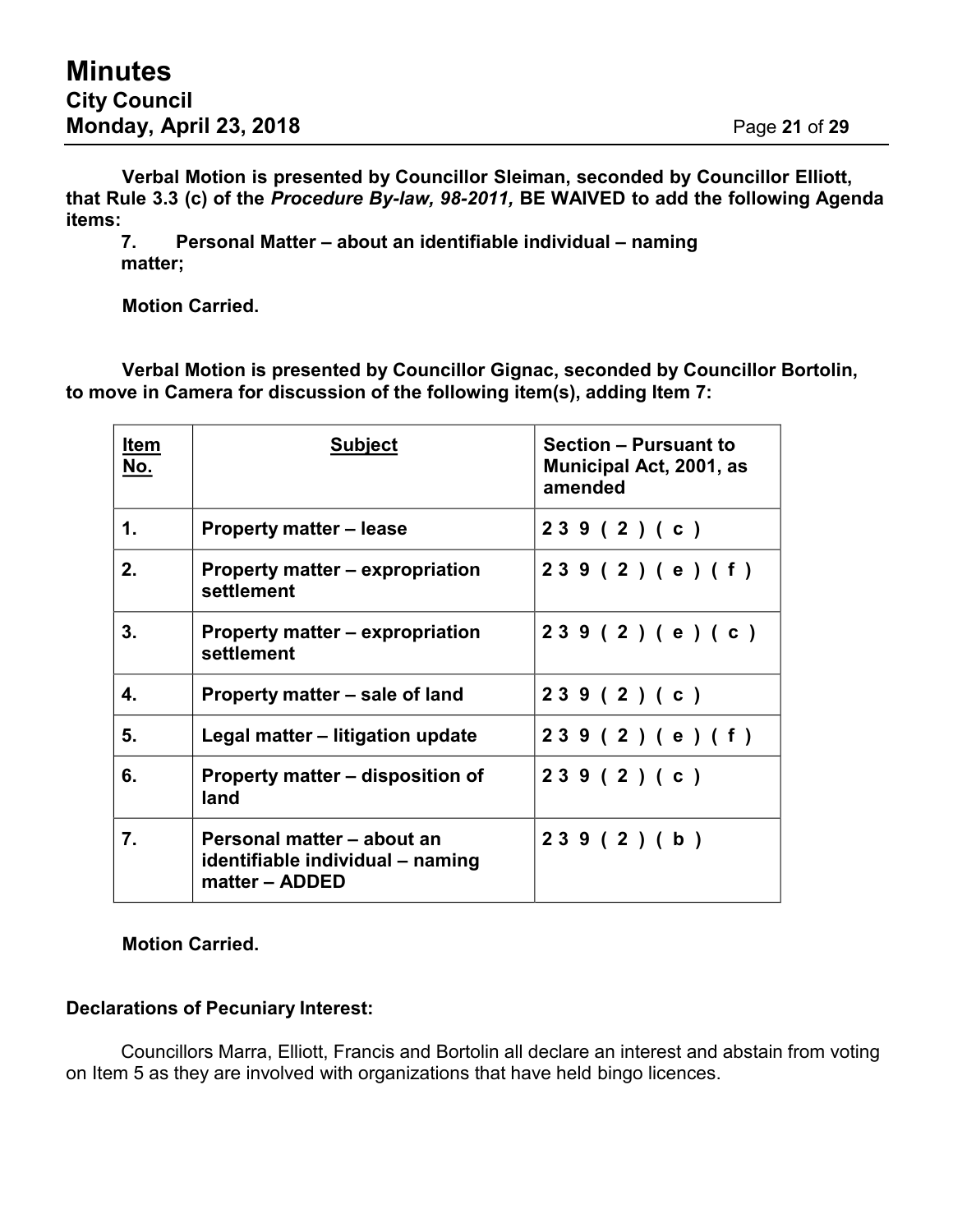**Verbal Motion is presented by Councillor Sleiman, seconded by Councillor Elliott, that Rule 3.3 (c) of the *Procedure By-law, 98-2011,* BE WAIVED to add the following Agenda items:**

**7. Personal Matter – about an identifiable individual – naming matter;**

**Motion Carried.**

**Verbal Motion is presented by Councillor Gignac, seconded by Councillor Bortolin, to move in Camera for discussion of the following item(s), adding Item 7:**

| Item No. | Subject | Section – Pursuant to Municipal Act, 2001, as amended |
|---|---|---|
| 1. | Property matter – lease | 239 (2) (c) |
| 2. | Property matter – expropriation settlement | 239 (2) (e) (f) |
| 3. | Property matter – expropriation settlement | 239 (2) (e) (c) |
| 4. | Property matter – sale of land | 239 (2) (c) |
| 5. | Legal matter – litigation update | 239 (2) (e) (f) |
| 6. | Property matter – disposition of land | 239 (2) (c) |
| 7. | Personal matter – about an identifiable individual – naming matter – ADDED | 239 (2) (b) |

**Motion Carried.**

**Declarations of Pecuniary Interest:**

Councillors Marra, Elliott, Francis and Bortolin all declare an interest and abstain from voting on Item 5 as they are involved with organizations that have held bingo licences.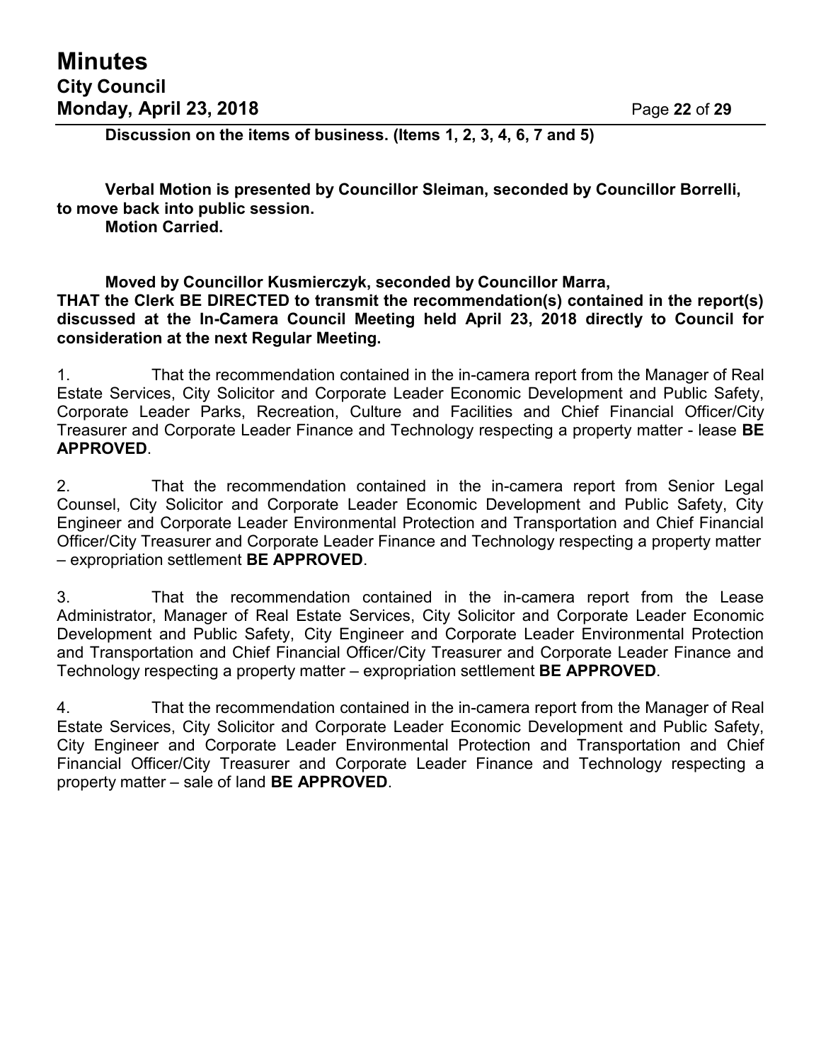**Discussion on the items of business. (Items 1, 2, 3, 4, 6, 7 and 5)**

**Verbal Motion is presented by Councillor Sleiman, seconded by Councillor Borrelli, to move back into public session.**
**Motion Carried.**

**Moved by Councillor Kusmierczyk, seconded by Councillor Marra,**
**THAT the Clerk BE DIRECTED to transmit the recommendation(s) contained in the report(s) discussed at the In-Camera Council Meeting held April 23, 2018 directly to Council for consideration at the next Regular Meeting.**

1. That the recommendation contained in the in-camera report from the Manager of Real Estate Services, City Solicitor and Corporate Leader Economic Development and Public Safety, Corporate Leader Parks, Recreation, Culture and Facilities and Chief Financial Officer/City Treasurer and Corporate Leader Finance and Technology respecting a property matter - lease **BE APPROVED**.

2. That the recommendation contained in the in-camera report from Senior Legal Counsel, City Solicitor and Corporate Leader Economic Development and Public Safety, City Engineer and Corporate Leader Environmental Protection and Transportation and Chief Financial Officer/City Treasurer and Corporate Leader Finance and Technology respecting a property matter – expropriation settlement **BE APPROVED**.

3. That the recommendation contained in the in-camera report from the Lease Administrator, Manager of Real Estate Services, City Solicitor and Corporate Leader Economic Development and Public Safety, City Engineer and Corporate Leader Environmental Protection and Transportation and Chief Financial Officer/City Treasurer and Corporate Leader Finance and Technology respecting a property matter – expropriation settlement **BE APPROVED**.

4. That the recommendation contained in the in-camera report from the Manager of Real Estate Services, City Solicitor and Corporate Leader Economic Development and Public Safety, City Engineer and Corporate Leader Environmental Protection and Transportation and Chief Financial Officer/City Treasurer and Corporate Leader Finance and Technology respecting a property matter – sale of land **BE APPROVED**.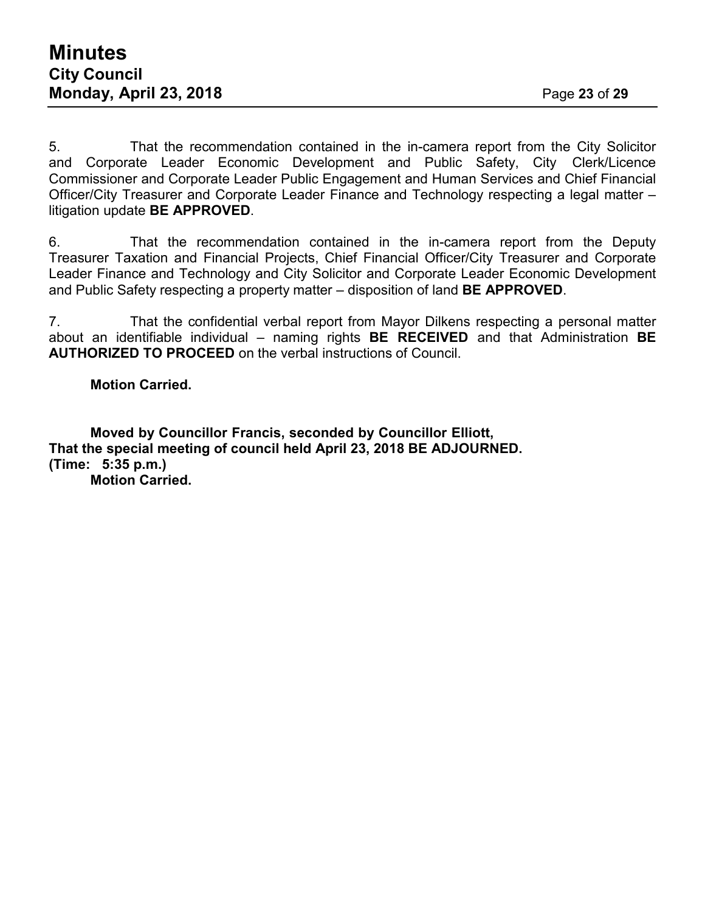5. That the recommendation contained in the in-camera report from the City Solicitor and Corporate Leader Economic Development and Public Safety, City Clerk/Licence Commissioner and Corporate Leader Public Engagement and Human Services and Chief Financial Officer/City Treasurer and Corporate Leader Finance and Technology respecting a legal matter – litigation update **BE APPROVED**.

6. That the recommendation contained in the in-camera report from the Deputy Treasurer Taxation and Financial Projects, Chief Financial Officer/City Treasurer and Corporate Leader Finance and Technology and City Solicitor and Corporate Leader Economic Development and Public Safety respecting a property matter – disposition of land **BE APPROVED**.

7. That the confidential verbal report from Mayor Dilkens respecting a personal matter about an identifiable individual – naming rights **BE RECEIVED** and that Administration **BE AUTHORIZED TO PROCEED** on the verbal instructions of Council.

**Motion Carried.**

**Moved by Councillor Francis, seconded by Councillor Elliott,**
**That the special meeting of council held April 23, 2018 BE ADJOURNED.**
**(Time: 5:35 p.m.)**
**Motion Carried.**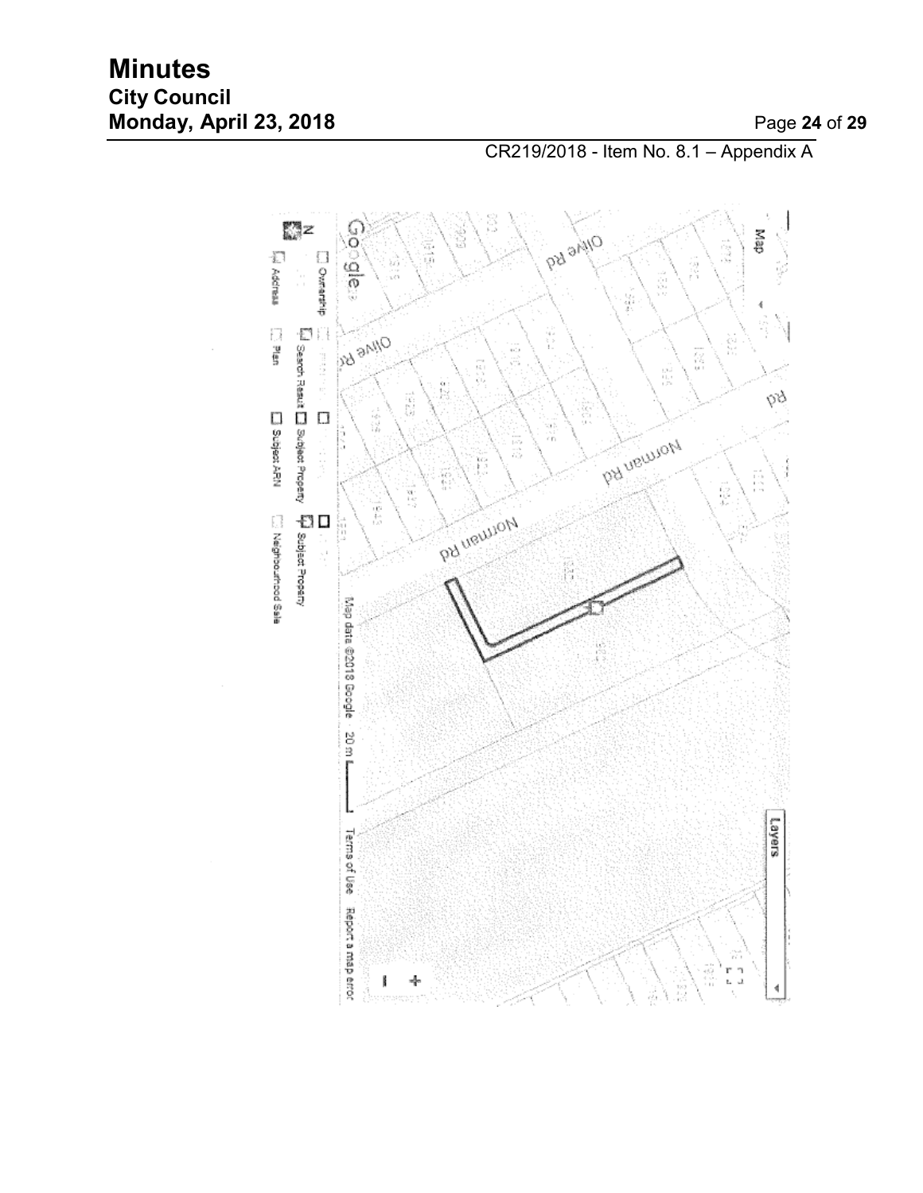CR219/2018 - Item No. 8.1 – Appendix A

Map

Layers

Olive Rd

Olive Rd

Norman Rd

Norman Rd

Rd

Google

Map data ©2018 Google 20 m Terms of Use Report a map error

N

Ownership

Search Result Subject Property Subject Property

Address Plan Subject ARN Neighbourhood Sale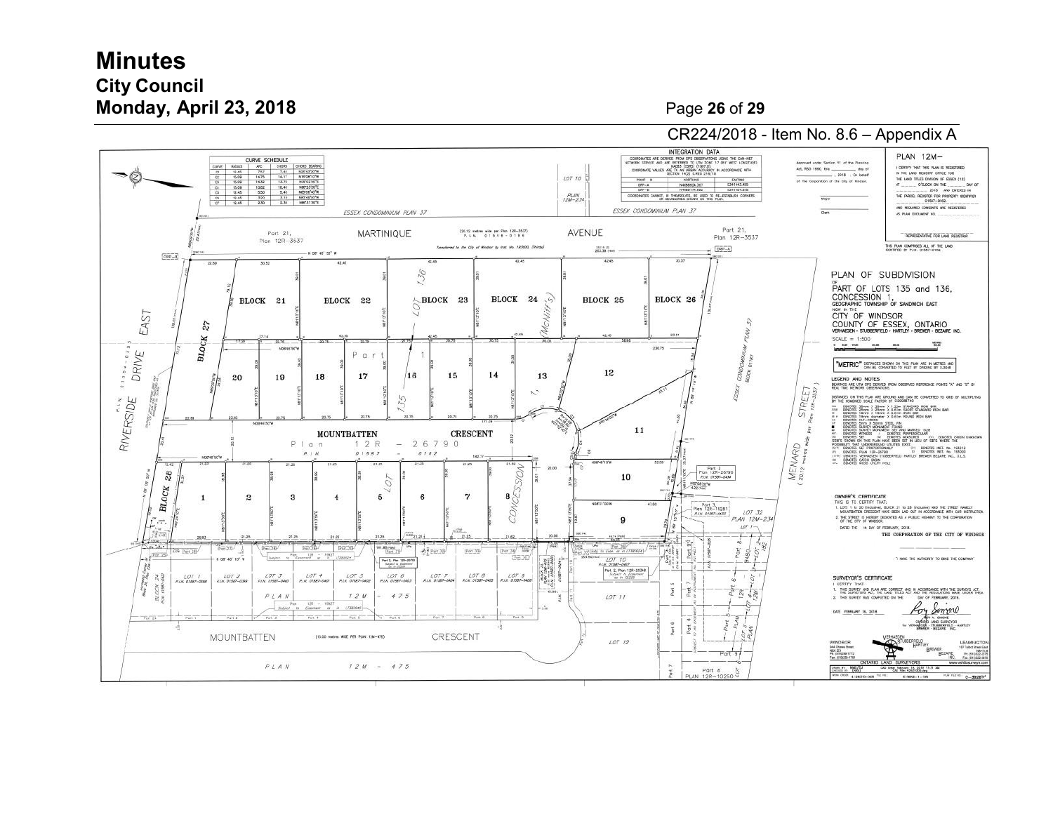CR224/2018 - Item No. 8.6 – Appendix A

PLAN 12M–

I CERTIFY THAT THIS PLAN IS REGISTERED IN THE LAND REGISTRY OFFICE FOR THE LAND TITLES DIVISION OF ESSEX (12)

THE PARCEL REGISTER FOR PROPERTY IDENTIFIER 01587-0162

THIS PLAN COMPRISES ALL OF THE LAND IDENTIFIED BY P.I.N. 01587-0162.

## PLAN OF SUBDIVISION

OF PART OF LOTS 135 and 136, CONCESSION 1, GEOGRAPHIC TOWNSHIP OF SANDWICH EAST NOW IN THE CITY OF WINDSOR COUNTY OF ESSEX, ONTARIO

VERHAEGEN · STUBBERFIELD · HARTLEY · BREWER · BEZAIRE INC.

SCALE = 1:500

"METRIC" DISTANCES SHOWN ON THIS PLAN ARE IN METRES AND CAN BE CONVERTED TO FEET BY DIVIDING BY 0.3048

OWNER'S CERTIFICATE

THIS IS TO CERTIFY THAT:

1. LOTS 1 to 20 (inclusive), BLOCK 21 to 28 (inclusive) AND THE STREET NAMELY MOUNTBATTEN CRESCENT HAVE BEEN LAID OUT IN ACCORDANCE WITH OUR INSTRUCTION.
2. THE STREET IS HEREBY DEDICATED AS A PUBLIC HIGHWAY TO THE CORPORATION OF THE CITY OF WINDSOR.

DATED THE 1 DAY OF FEBRUARY, 2018.

THE CORPORATION OF THE CITY OF WINDSOR

"I HAVE THE AUTHORITY TO BIND THE COMPANY"

SURVEYOR'S CERTIFICATE

I CERTIFY THAT:

1. THIS SURVEY AND PLAN ARE CORRECT AND IN ACCORDANCE WITH THE SURVEYS ACT, THE SURVEYORS ACT, THE LAND TITLES ACT AND THE REGULATIONS MADE UNDER THEM.
2. THIS SURVEY WAS COMPLETED ON THE ___ DAY OF FEBRUARY, 2018.

DATE FEBRUARY 16, 2018

ROY A. SIMONE, ONTARIO LAND SURVEYOR for VERHAEGEN · STUBBERFIELD · HARTLEY · BREWER · BEZAIRE INC.

CURVE SCHEDULE

| CURVE | RADIUS | ARC | CHORD | CHORD BEARING |
|---|---|---|---|---|
| C1 | 12.45 | 7.57 | 7.41 | N08°43'30"W |
| C2 | 15.09 | 14.75 | 14.17 | N16°08'10"W |
| C3 | 15.09 | 14.32 | 13.79 | N38°02'00"E |
| C4 | 15.09 | 10.62 | 10.40 | N88°23'20"E |
| C5 | 12.45 | 5.50 | 5.46 | N85°06'40"W |
| C6 | 12.45 | 5.00 | 5.15 | N87°48'50"W |
| C7 | 12.45 | 2.30 | 2.30 | N89°31'30"E |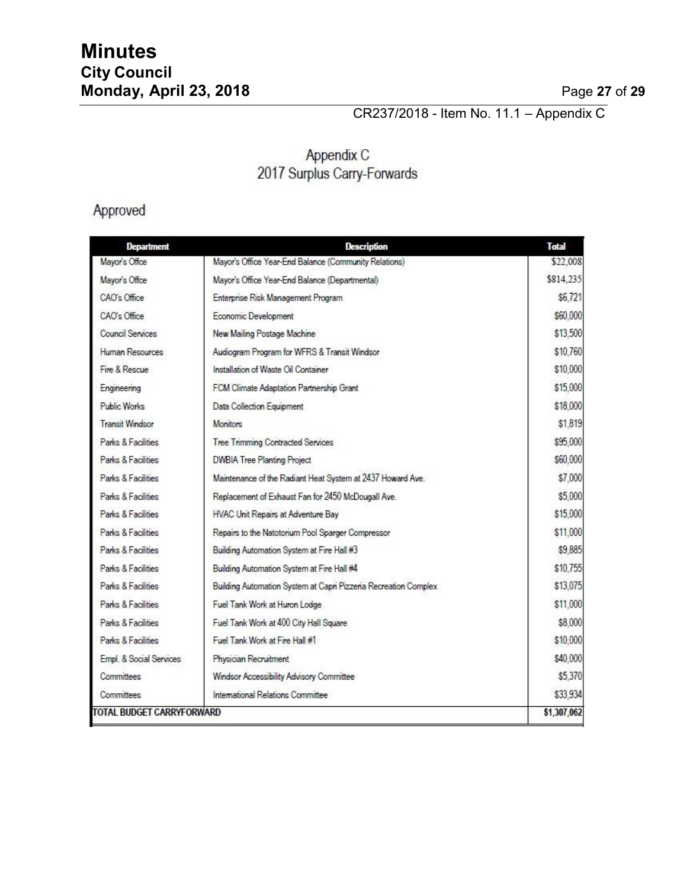CR237/2018 - Item No. 11.1 – Appendix C

## Appendix C
## 2017 Surplus Carry-Forwards

### Approved

| Department | Description | Total |
|---|---|---|
| Mayor's Office | Mayor's Office Year-End Balance (Community Relations) | $22,008 |
| Mayor's Office | Mayor's Office Year-End Balance (Departmental) | $814,235 |
| CAO's Office | Enterprise Risk Management Program | $6,721 |
| CAO's Office | Economic Development | $60,000 |
| Council Services | New Mailing Postage Machine | $13,500 |
| Human Resources | Audiogram Program for WFRS & Transit Windsor | $10,760 |
| Fire & Rescue | Installation of Waste Oil Container | $10,000 |
| Engineering | FCM Climate Adaptation Partnership Grant | $15,000 |
| Public Works | Data Collection Equipment | $18,000 |
| Transit Windsor | Monitors | $1,819 |
| Parks & Facilities | Tree Trimming Contracted Services | $95,000 |
| Parks & Facilities | DWBIA Tree Planting Project | $60,000 |
| Parks & Facilities | Maintenance of the Radiant Heat System at 2437 Howard Ave. | $7,000 |
| Parks & Facilities | Replacement of Exhaust Fan for 2450 McDougall Ave. | $5,000 |
| Parks & Facilities | HVAC Unit Repairs at Adventure Bay | $15,000 |
| Parks & Facilities | Repairs to the Natotorium Pool Sparger Compressor | $11,000 |
| Parks & Facilities | Building Automation System at Fire Hall #3 | $9,885 |
| Parks & Facilities | Building Automation System at Fire Hall #4 | $10,755 |
| Parks & Facilities | Building Automation System at Capri Pizzeria Recreation Complex | $13,075 |
| Parks & Facilities | Fuel Tank Work at Huron Lodge | $11,000 |
| Parks & Facilities | Fuel Tank Work at 400 City Hall Square | $8,000 |
| Parks & Facilities | Fuel Tank Work at Fire Hall #1 | $10,000 |
| Empl. & Social Services | Physician Recruitment | $40,000 |
| Committees | Windsor Accessibility Advisory Committee | $5,370 |
| Committees | International Relations Committee | $33,934 |
| **TOTAL BUDGET CARRYFORWARD** | | **$1,307,062** |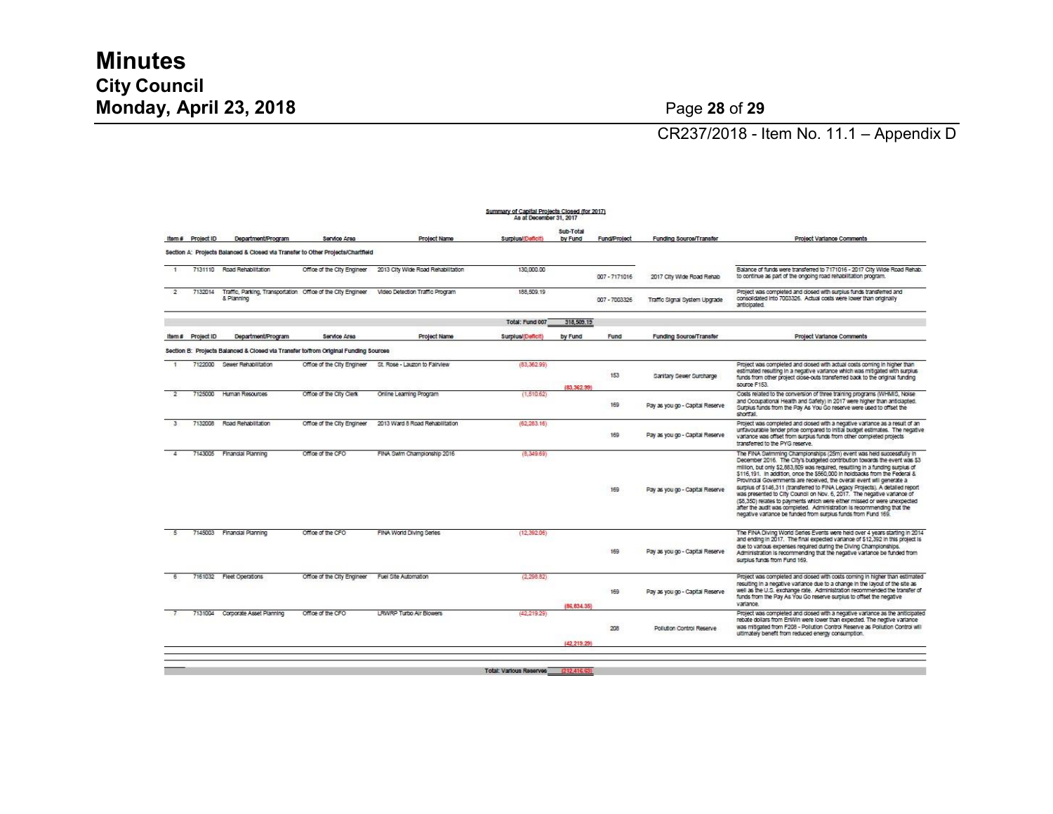CR237/2018 - Item No. 11.1 – Appendix D

**Summary of Capital Projects Closed (for 2017)**
**As at December 31, 2017**

| Item # | Project ID | Department/Program | Service Area | Project Name | Surplus/(Deficit) | Sub-Total by Fund | Fund/Project | Funding Source/Transfer | Project Variance Comments |
|---|---|---|---|---|---|---|---|---|---|
| **Section A: Projects Balanced & Closed via Transfer to Other Projects/Chartfield** | | | | | | | | | |
| 1 | 7131110 | Road Rehabilitation | Office of the City Engineer | 2013 City Wide Road Rehabilitation | 130,000.00 | | 007 - 7171016 | 2017 City Wide Road Rehab | Balance of funds were transferred to 7171016 - 2017 City Wide Road Rehab. to continue as part of the ongoing road rehabilitation program. |
| 2 | 7132014 | Traffic, Parking, Transportation & Planning | Office of the City Engineer | Video Detection Traffic Program | 188,509.19 | | 007 - 7003326 | Traffic Signal System Upgrade | Project was completed and closed with surplus funds transferred and consolidated into 7003326. Actual costs were lower than originally anticipated. |
| | | | | | Total: Fund 007 | 318,509.19 | | | |

| Item # | Project ID | Department/Program | Service Area | Project Name | Surplus/(Deficit) | by Fund | Fund | Funding Source/Transfer | Project Variance Comments |
|---|---|---|---|---|---|---|---|---|---|
| **Section B: Projects Balanced & Closed via Transfer to/from Original Funding Sources** | | | | | | | | | |
| 1 | 7122000 | Sewer Rehabilitation | Office of the City Engineer | St. Rose - Lauzon to Fairview | (83,362.99) | (83,362.99) | 153 | Sanitary Sewer Surcharge | Project was completed and closed with actual costs coming in higher than estimated resulting in a negative variance which was mitigated with surplus funds from other project close-outs transferred back to the original funding source F153. |
| 2 | 7125000 | Human Resources | Office of the City Clerk | Online Learning Program | (1,510.62) | | 169 | Pay as you go - Capital Reserve | Costs related to the conversion of three training programs (WHMIS, Noise and Occupational Health and Safety) in 2017 were higher than anticipated. Surplus funds from the Pay As You Go reserve were used to offset the shortfall. |
| 3 | 7132008 | Road Rehabilitation | Office of the City Engineer | 2013 Ward 8 Road Rehabilitation | (62,283.16) | | 169 | Pay as you go - Capital Reserve | Project was completed and closed with a negative variance as a result of an unfavourable tender price compared to initial budget estimates. The negative variance was offset from surplus funds from other completed projects transferred to the PYG reserve. |
| 4 | 7143005 | Financial Planning | Office of the CFO | FINA Swim Championship 2016 | (8,349.69) | | 169 | Pay as you go - Capital Reserve | The FINA Swimming Championships (25m) event was held successfully in December 2016. The City's budgeted contribution towards the event was $3 million, but only $2,883,809 was required, resulting in a funding surplus of $116,191. In addition, once the $560,000 in holdbacks from the Federal & Provincial Governments are received, the overall event will generate a surplus of $146,311 (transferred to FINA Legacy Projects). A detailed report was presented to City Council on Nov. 6, 2017. The negative variance of ($8,350) relates to payments which were either missed or were unexpected after the audit was completed. Administration is recommending that the negative variance be funded from surplus funds from Fund 169. |
| 5 | 7145003 | Financial Planning | Office of the CFO | FINA World Diving Series | (12,392.06) | | 169 | Pay as you go - Capital Reserve | The FINA Diving World Series Events were held over 4 years starting in 2014 and ending in 2017. The final expected variance of $12,392 in this project is due to various expenses required during the Diving Championships. Administration is recommending that the negative variance be funded from surplus funds from Fund 169. |
| 6 | 7161032 | Fleet Operations | Office of the City Engineer | Fuel Site Automation | (2,298.82) | (86,834.35) | 169 | Pay as you go - Capital Reserve | Project was completed and closed with costs coming in higher than estimated resulting in a negative variance due to a change in the layout of the site as well as the U.S. exchange rate. Administration recommended the transfer of funds from the Pay As You Go reserve surplus to offset the negative variance. |
| 7 | 7131004 | Corporate Asset Planning | Office of the CFO | LRWRP Turbo Air Blowers | (42,219.29) | (42,219.29) | 208 | Pollution Control Reserve | Project was completed and closed with a negative variance as the anticipated rebate dollars from EnWin were lower than expected. The negtive variance was mitigated from F208 - Pollution Control Reserve as Pollution Control will ultimately benefit from reduced energy consumption. |
| | | | | | Total: Various Reserves | (212,416.63) | | | |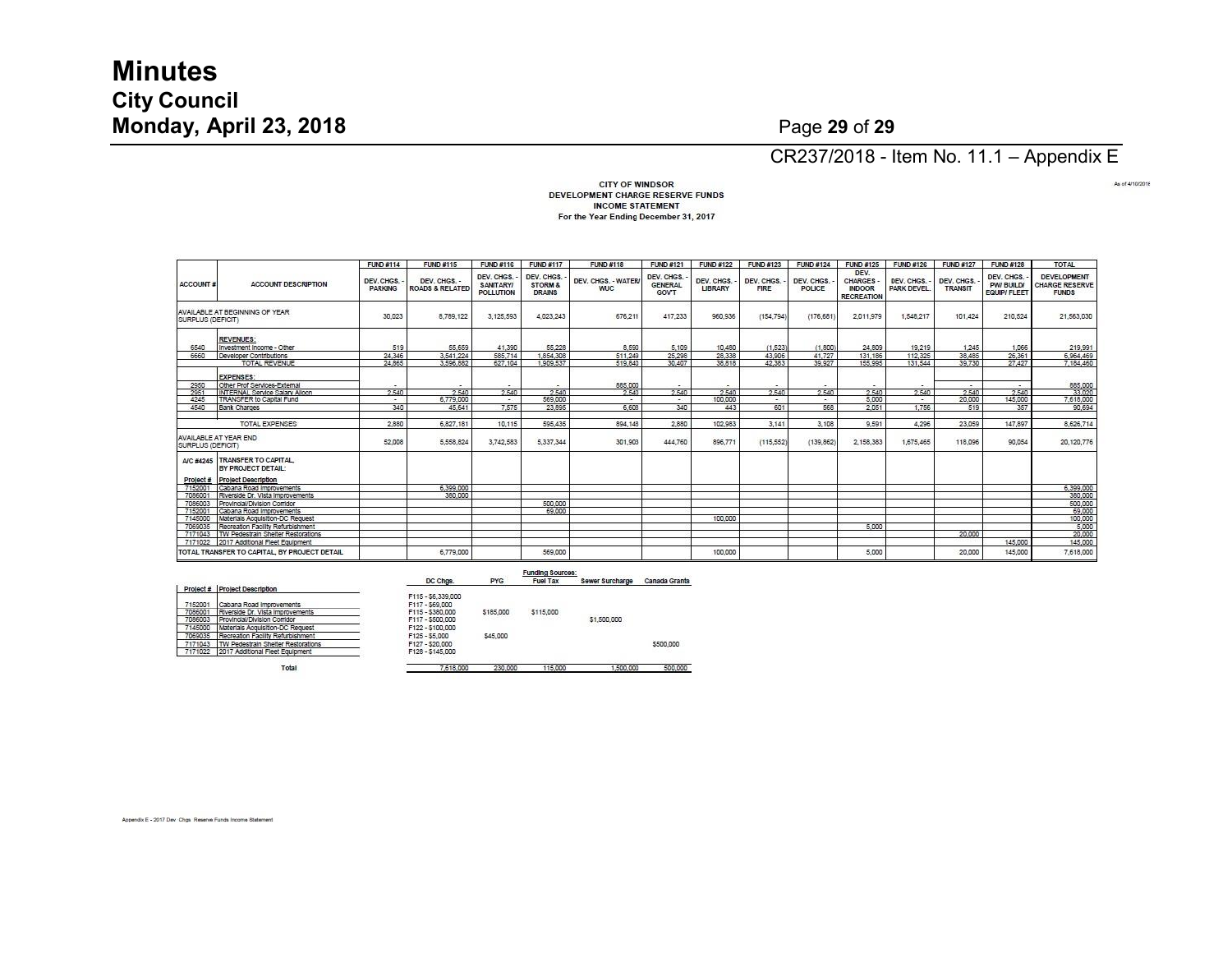CR237/2018 - Item No. 11.1 – Appendix E

As of 4/10/2018

**CITY OF WINDSOR**
**DEVELOPMENT CHARGE RESERVE FUNDS**
**INCOME STATEMENT**
**For the Year Ending December 31, 2017**

| | | FUND #114 | FUND #115 | FUND #116 | FUND #117 | FUND #118 | FUND #121 | FUND #122 | FUND #123 | FUND #124 | FUND #125 | FUND #126 | FUND #127 | FUND #128 | TOTAL |
|---|---|---|---|---|---|---|---|---|---|---|---|---|---|---|---|
| ACCOUNT # | ACCOUNT DESCRIPTION | DEV. CHGS. - PARKING | DEV. CHGS. - ROADS & RELATED | DEV. CHGS. - SANITARY/ POLLUTION | DEV. CHGS. - STORM & DRAINS | DEV. CHGS. - WATER/ WUC | DEV. CHGS. - GENERAL GOV'T | DEV. CHGS. - LIBRARY | DEV. CHGS. - FIRE | DEV. CHGS. - POLICE | DEV. CHARGES - INDOOR RECREATION | DEV. CHGS. - PARK DEVEL. | DEV. CHGS. - TRANSIT | DEV. CHGS. - PW/ BUILD/ EQUIP/ FLEET | DEVELOPMENT CHARGE RESERVE FUNDS |
| AVAILABLE AT BEGINNING OF YEAR SURPLUS (DEFICIT) | | 30,023 | 8,789,122 | 3,125,593 | 4,023,243 | 676,211 | 417,233 | 960,936 | (154,794) | (176,681) | 2,011,979 | 1,548,217 | 101,424 | 210,524 | 21,563,030 |
| | **REVENUES:** | | | | | | | | | | | | | | |
| 6540 | Investment Income - Other | 519 | 55,659 | 41,390 | 55,228 | 8,590 | 5,109 | 10,480 | (1,523) | (1,800) | 24,809 | 19,219 | 1,245 | 1,066 | 219,991 |
| 6660 | Developer Contributions | 24,346 | 3,541,224 | 585,714 | 1,854,308 | 511,249 | 25,298 | 28,338 | 43,906 | 41,727 | 131,186 | 112,325 | 38,485 | 26,361 | 6,964,469 |
| | TOTAL REVENUE | 24,865 | 3,596,882 | 627,104 | 1,909,537 | 519,840 | 30,407 | 38,818 | 42,383 | 39,927 | 155,995 | 131,544 | 39,730 | 27,427 | 7,184,460 |
| | **EXPENSES:** | | | | | | | | | | | | | | |
| 2950 | Other Prof Services-External | - | - | - | - | 885,000 | - | - | - | - | - | - | - | - | 885,000 |
| 2951 | INTERNAL Service Salary Alloc | 2,540 | 2,540 | 2,540 | 2,540 | 2,540 | 2,540 | 2,540 | 2,540 | 2,540 | 2,540 | 2,540 | 2,540 | 2,540 | 33,020 |
| 4245 | TRANSFER to Capital Fund | - | 6,779,000 | - | 569,000 | - | - | 100,000 | - | - | 5,000 | - | 20,000 | 145,000 | 7,618,000 |
| 4540 | Bank Charges | 340 | 45,641 | 7,575 | 23,895 | 6,608 | 340 | 443 | 601 | 568 | 2,051 | 1,756 | 519 | 357 | 90,694 |
| | TOTAL EXPENSES | 2,880 | 6,827,181 | 10,115 | 595,435 | 894,148 | 2,880 | 102,983 | 3,141 | 3,108 | 9,591 | 4,296 | 23,059 | 147,897 | 8,626,714 |
| AVAILABLE AT YEAR END SURPLUS (DEFICIT) | | 52,008 | 5,558,824 | 3,742,583 | 5,337,344 | 301,903 | 444,760 | 896,771 | (115,552) | (139,862) | 2,158,383 | 1,675,465 | 118,096 | 90,054 | 20,120,776 |
| A/C #4245 | **TRANSFER TO CAPITAL, BY PROJECT DETAIL:** | | | | | | | | | | | | | | |
| **Project #** | **Project Description** | | | | | | | | | | | | | | |
| 7152001 | Cabana Road Improvements | | 6,399,000 | | | | | | | | | | | | 6,399,000 |
| 7086001 | Riverside Dr. Vista Improvements | | 380,000 | | | | | | | | | | | | 380,000 |
| 7086003 | Provincial/Division Corridor | | | | 500,000 | | | | | | | | | | 500,000 |
| 7152001 | Cabana Road Improvements | | | | 69,000 | | | | | | | | | | 69,000 |
| 7145000 | Materials Acquisition-DC Request | | | | | | | 100,000 | | | | | | | 100,000 |
| 7069035 | Recreation Facility Refurbishment | | | | | | | | | | 5,000 | | | | 5,000 |
| 7171043 | TW Pedestrain Shelter Restorations | | | | | | | | | | | | 20,000 | | 20,000 |
| 7171022 | 2017 Additional Fleet Equipment | | | | | | | | | | | | | 145,000 | 145,000 |
| TOTAL TRANSFER TO CAPITAL, BY PROJECT DETAIL | | | 6,779,000 | | 569,000 | | | 100,000 | | | 5,000 | | 20,000 | 145,000 | 7,618,000 |

| | | | Funding Sources: | | | |
|---|---|---|---|---|---|---|
| **Project #** | **Project Description** | DC Chgs. | PYG | Fuel Tax | Sewer Surcharge | Canada Grants |
| | | F115 - $6,339,000 | | | | |
| 7152001 | Cabana Road Improvements | F117 - $69,000 | | | | |
| 7086001 | Riverside Dr. Vista Improvements | F115 - $380,000 | $185,000 | $115,000 | | |
| 7086003 | Provincial/Division Corridor | F117 - $500,000 | | | $1,500,000 | |
| 7145000 | Materials Acquisition-DC Request | F122 - $100,000 | | | | |
| 7069035 | Recreation Facility Refurbishment | F125 - $5,000 | $45,000 | | | |
| 7171043 | TW Pedestrain Shelter Restorations | F127 - $20,000 | | | | $500,000 |
| 7171022 | 2017 Additional Fleet Equipment | F128 - $145,000 | | | | |
| | **Total** | 7,618,000 | 230,000 | 115,000 | 1,500,000 | 500,000 |

Appendix E - 2017 Dev Chgs Reserve Funds Income Statement